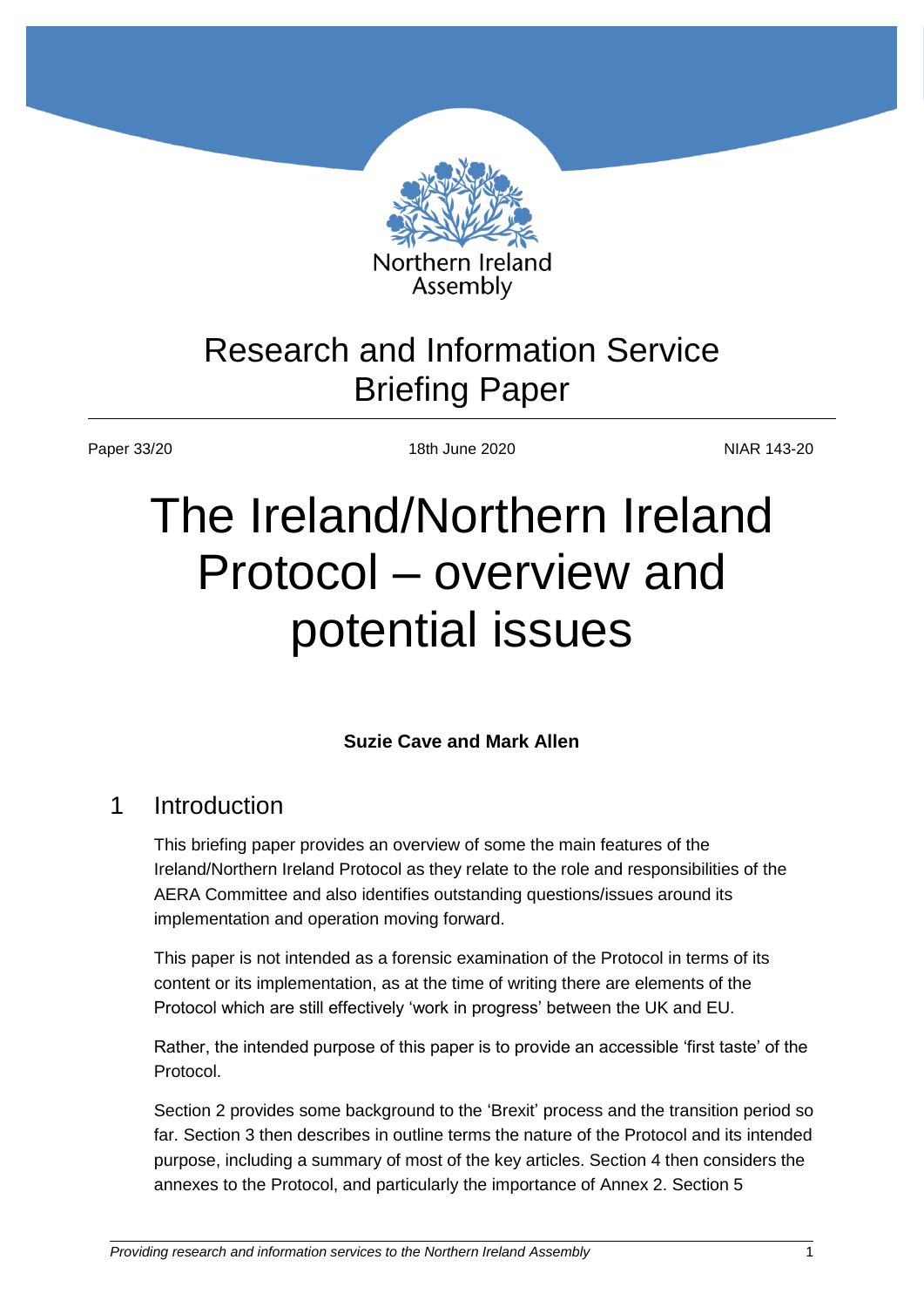Northern Ireland Assembly

Research and Information Service
Briefing Paper

Paper 33/20 | 18th June 2020 | NIAR 143-20

# The Ireland/Northern Ireland Protocol – overview and potential issues

**Suzie Cave and Mark Allen**

## 1 Introduction

This briefing paper provides an overview of some the main features of the Ireland/Northern Ireland Protocol as they relate to the role and responsibilities of the AERA Committee and also identifies outstanding questions/issues around its implementation and operation moving forward.

This paper is not intended as a forensic examination of the Protocol in terms of its content or its implementation, as at the time of writing there are elements of the Protocol which are still effectively 'work in progress' between the UK and EU.

Rather, the intended purpose of this paper is to provide an accessible 'first taste' of the Protocol.

Section 2 provides some background to the 'Brexit' process and the transition period so far. Section 3 then describes in outline terms the nature of the Protocol and its intended purpose, including a summary of most of the key articles. Section 4 then considers the annexes to the Protocol, and particularly the importance of Annex 2. Section 5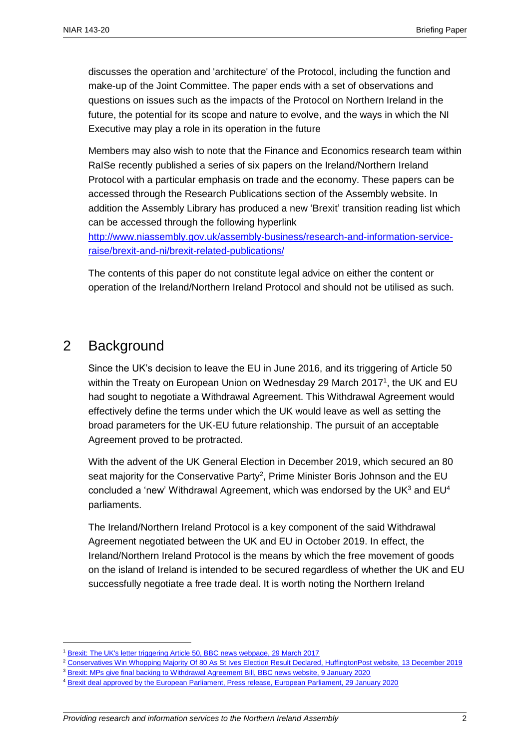discusses the operation and 'architecture' of the Protocol, including the function and make-up of the Joint Committee. The paper ends with a set of observations and questions on issues such as the impacts of the Protocol on Northern Ireland in the future, the potential for its scope and nature to evolve, and the ways in which the NI Executive may play a role in its operation in the future

Members may also wish to note that the Finance and Economics research team within RaISe recently published a series of six papers on the Ireland/Northern Ireland Protocol with a particular emphasis on trade and the economy. These papers can be accessed through the Research Publications section of the Assembly website. In addition the Assembly Library has produced a new 'Brexit' transition reading list which can be accessed through the following hyperlink [http://www.niassembly.gov.uk/assembly-business/research-and-information-service-raise/brexit-and-ni/brexit-related-publications/](http://www.niassembly.gov.uk/assembly-business/research-and-information-service-raise/brexit-and-ni/brexit-related-publications/)

The contents of this paper do not constitute legal advice on either the content or operation of the Ireland/Northern Ireland Protocol and should not be utilised as such.

## 2 Background

Since the UK's decision to leave the EU in June 2016, and its triggering of Article 50 within the Treaty on European Union on Wednesday 29 March 2017[1], the UK and EU had sought to negotiate a Withdrawal Agreement. This Withdrawal Agreement would effectively define the terms under which the UK would leave as well as setting the broad parameters for the UK-EU future relationship. The pursuit of an acceptable Agreement proved to be protracted.

With the advent of the UK General Election in December 2019, which secured an 80 seat majority for the Conservative Party[2], Prime Minister Boris Johnson and the EU concluded a 'new' Withdrawal Agreement, which was endorsed by the UK[3] and EU[4] parliaments.

The Ireland/Northern Ireland Protocol is a key component of the said Withdrawal Agreement negotiated between the UK and EU in October 2019. In effect, the Ireland/Northern Ireland Protocol is the means by which the free movement of goods on the island of Ireland is intended to be secured regardless of whether the UK and EU successfully negotiate a free trade deal. It is worth noting the Northern Ireland

[1] Brexit: The UK's letter triggering Article 50, BBC news webpage, 29 March 2017

[2] Conservatives Win Whopping Majority Of 80 As St Ives Election Result Declared, HuffingtonPost website, 13 December 2019

[3] Brexit: MPs give final backing to Withdrawal Agreement Bill, BBC news website, 9 January 2020

[4] Brexit deal approved by the European Parliament, Press release, European Parliament, 29 January 2020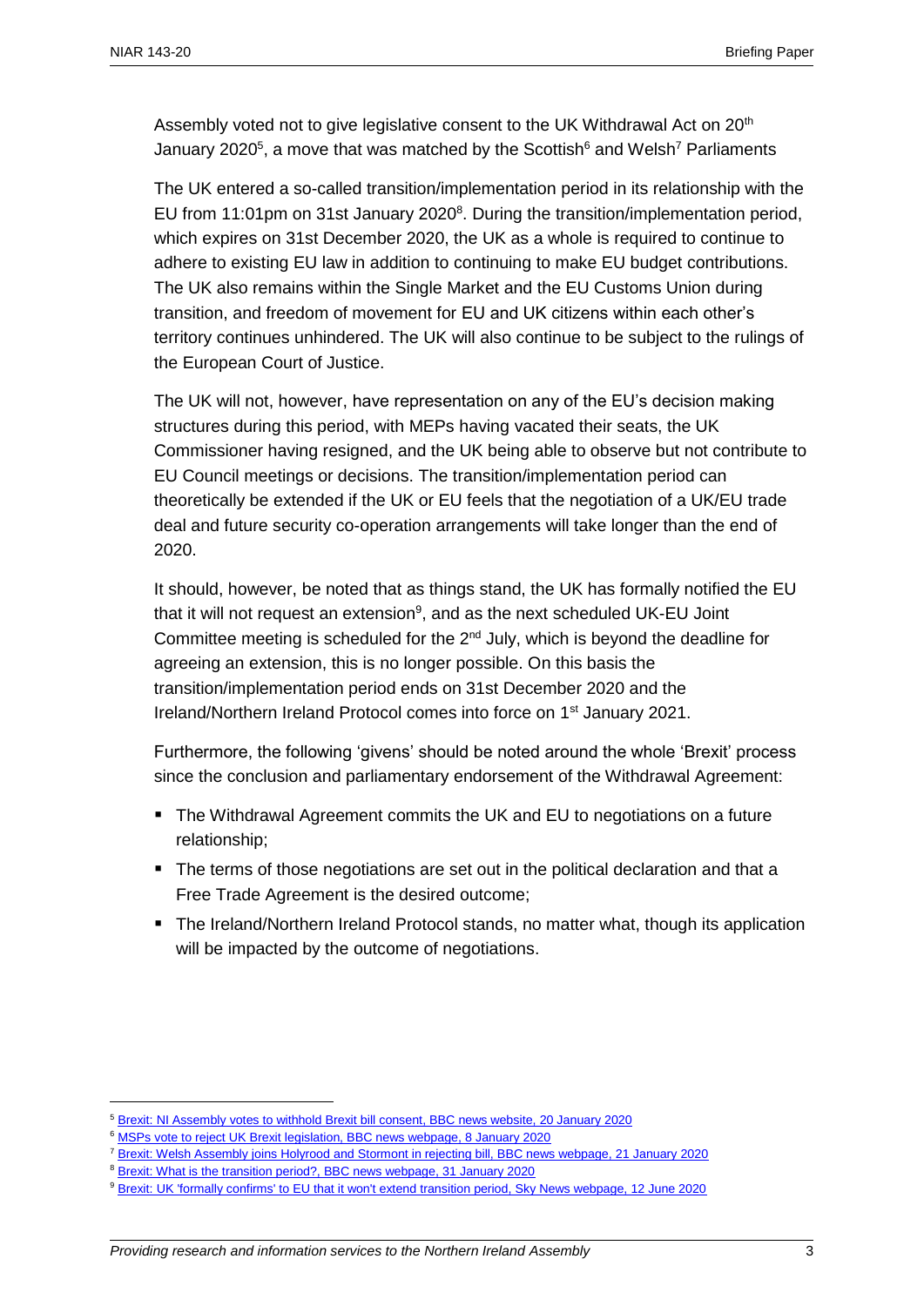Assembly voted not to give legislative consent to the UK Withdrawal Act on 20th January 2020[5], a move that was matched by the Scottish[6] and Welsh[7] Parliaments

The UK entered a so-called transition/implementation period in its relationship with the EU from 11:01pm on 31st January 2020[8]. During the transition/implementation period, which expires on 31st December 2020, the UK as a whole is required to continue to adhere to existing EU law in addition to continuing to make EU budget contributions. The UK also remains within the Single Market and the EU Customs Union during transition, and freedom of movement for EU and UK citizens within each other's territory continues unhindered. The UK will also continue to be subject to the rulings of the European Court of Justice.

The UK will not, however, have representation on any of the EU's decision making structures during this period, with MEPs having vacated their seats, the UK Commissioner having resigned, and the UK being able to observe but not contribute to EU Council meetings or decisions. The transition/implementation period can theoretically be extended if the UK or EU feels that the negotiation of a UK/EU trade deal and future security co-operation arrangements will take longer than the end of 2020.

It should, however, be noted that as things stand, the UK has formally notified the EU that it will not request an extension[9], and as the next scheduled UK-EU Joint Committee meeting is scheduled for the 2nd July, which is beyond the deadline for agreeing an extension, this is no longer possible. On this basis the transition/implementation period ends on 31st December 2020 and the Ireland/Northern Ireland Protocol comes into force on 1st January 2021.

Furthermore, the following 'givens' should be noted around the whole 'Brexit' process since the conclusion and parliamentary endorsement of the Withdrawal Agreement:

- The Withdrawal Agreement commits the UK and EU to negotiations on a future relationship;
- The terms of those negotiations are set out in the political declaration and that a Free Trade Agreement is the desired outcome;
- The Ireland/Northern Ireland Protocol stands, no matter what, though its application will be impacted by the outcome of negotiations.

---

[5] Brexit: NI Assembly votes to withhold Brexit bill consent, BBC news website, 20 January 2020

[6] MSPs vote to reject UK Brexit legislation, BBC news webpage, 8 January 2020

[7] Brexit: Welsh Assembly joins Holyrood and Stormont in rejecting bill, BBC news webpage, 21 January 2020

[8] Brexit: What is the transition period?, BBC news webpage, 31 January 2020

[9] Brexit: UK 'formally confirms' to EU that it won't extend transition period, Sky News webpage, 12 June 2020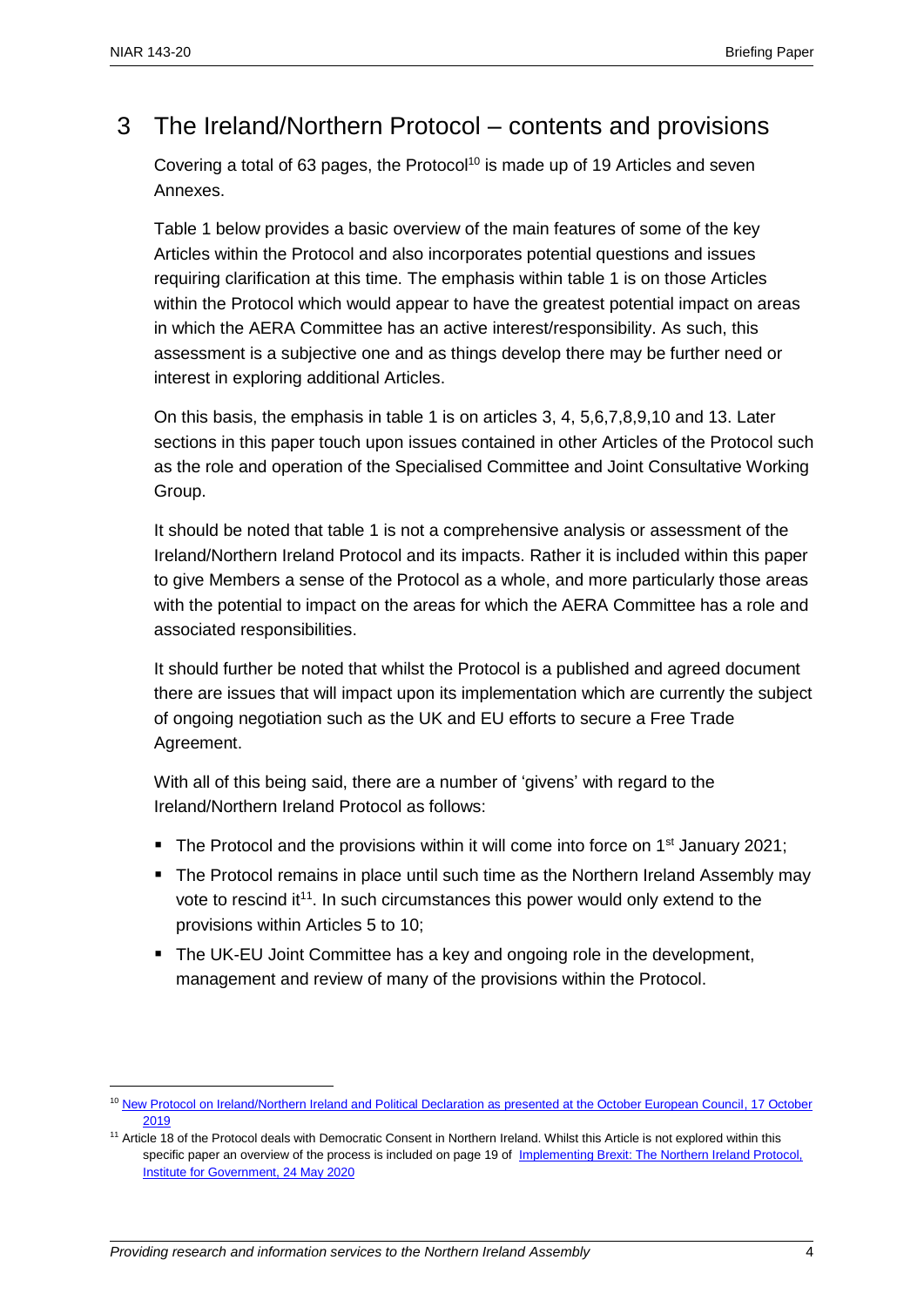# 3 The Ireland/Northern Protocol – contents and provisions

Covering a total of 63 pages, the Protocol[10] is made up of 19 Articles and seven Annexes.

Table 1 below provides a basic overview of the main features of some of the key Articles within the Protocol and also incorporates potential questions and issues requiring clarification at this time. The emphasis within table 1 is on those Articles within the Protocol which would appear to have the greatest potential impact on areas in which the AERA Committee has an active interest/responsibility. As such, this assessment is a subjective one and as things develop there may be further need or interest in exploring additional Articles.

On this basis, the emphasis in table 1 is on articles 3, 4, 5,6,7,8,9,10 and 13. Later sections in this paper touch upon issues contained in other Articles of the Protocol such as the role and operation of the Specialised Committee and Joint Consultative Working Group.

It should be noted that table 1 is not a comprehensive analysis or assessment of the Ireland/Northern Ireland Protocol and its impacts. Rather it is included within this paper to give Members a sense of the Protocol as a whole, and more particularly those areas with the potential to impact on the areas for which the AERA Committee has a role and associated responsibilities.

It should further be noted that whilst the Protocol is a published and agreed document there are issues that will impact upon its implementation which are currently the subject of ongoing negotiation such as the UK and EU efforts to secure a Free Trade Agreement.

With all of this being said, there are a number of 'givens' with regard to the Ireland/Northern Ireland Protocol as follows:

- The Protocol and the provisions within it will come into force on 1st January 2021;
- The Protocol remains in place until such time as the Northern Ireland Assembly may vote to rescind it[11]. In such circumstances this power would only extend to the provisions within Articles 5 to 10;
- The UK-EU Joint Committee has a key and ongoing role in the development, management and review of many of the provisions within the Protocol.

---

[10] New Protocol on Ireland/Northern Ireland and Political Declaration as presented at the October European Council, 17 October 2019

[11] Article 18 of the Protocol deals with Democratic Consent in Northern Ireland. Whilst this Article is not explored within this specific paper an overview of the process is included on page 19 of Implementing Brexit: The Northern Ireland Protocol, Institute for Government, 24 May 2020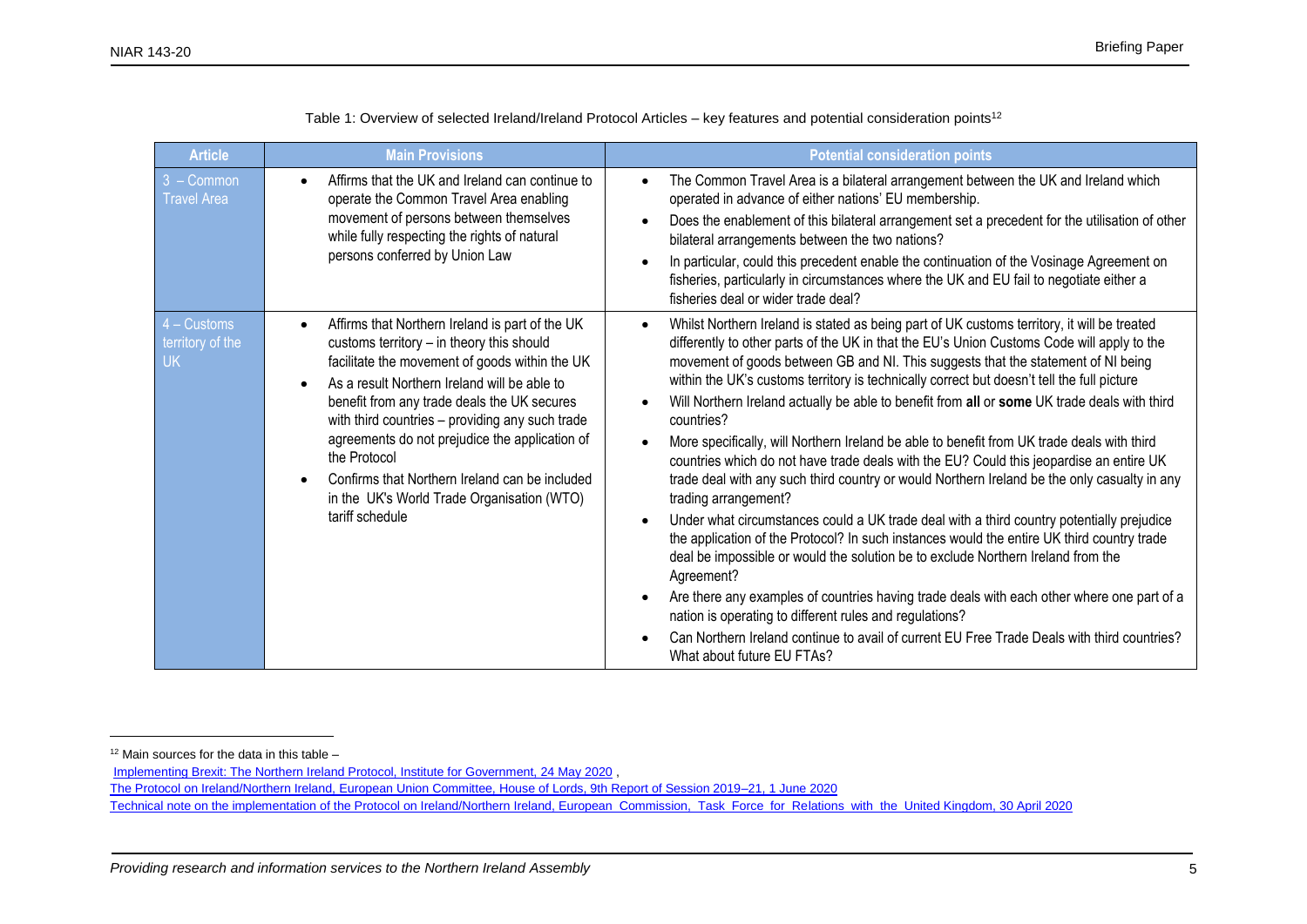Table 1: Overview of selected Ireland/Ireland Protocol Articles – key features and potential consideration points[12]

| Article | Main Provisions | Potential consideration points |
|---|---|---|
| 3 – Common Travel Area | • Affirms that the UK and Ireland can continue to operate the Common Travel Area enabling movement of persons between themselves while fully respecting the rights of natural persons conferred by Union Law | • The Common Travel Area is a bilateral arrangement between the UK and Ireland which operated in advance of either nations' EU membership.<br>• Does the enablement of this bilateral arrangement set a precedent for the utilisation of other bilateral arrangements between the two nations?<br>• In particular, could this precedent enable the continuation of the Vosinage Agreement on fisheries, particularly in circumstances where the UK and EU fail to negotiate either a fisheries deal or wider trade deal? |
| 4 – Customs territory of the UK | • Affirms that Northern Ireland is part of the UK customs territory – in theory this should facilitate the movement of goods within the UK<br>• As a result Northern Ireland will be able to benefit from any trade deals the UK secures with third countries – providing any such trade agreements do not prejudice the application of the Protocol<br>• Confirms that Northern Ireland can be included in the UK's World Trade Organisation (WTO) tariff schedule | • Whilst Northern Ireland is stated as being part of UK customs territory, it will be treated differently to other parts of the UK in that the EU's Union Customs Code will apply to the movement of goods between GB and NI. This suggests that the statement of NI being within the UK's customs territory is technically correct but doesn't tell the full picture<br>• Will Northern Ireland actually be able to benefit from **all** or **some** UK trade deals with third countries?<br>• More specifically, will Northern Ireland be able to benefit from UK trade deals with third countries which do not have trade deals with the EU? Could this jeopardise an entire UK trade deal with any such third country or would Northern Ireland be the only casualty in any trading arrangement?<br>• Under what circumstances could a UK trade deal with a third country potentially prejudice the application of the Protocol? In such instances would the entire UK third country trade deal be impossible or would the solution be to exclude Northern Ireland from the Agreement?<br>• Are there any examples of countries having trade deals with each other where one part of a nation is operating to different rules and regulations?<br>• Can Northern Ireland continue to avail of current EU Free Trade Deals with third countries? What about future EU FTAs? |

[12] Main sources for the data in this table –

Implementing Brexit: The Northern Ireland Protocol, Institute for Government, 24 May 2020 ,

The Protocol on Ireland/Northern Ireland, European Union Committee, House of Lords, 9th Report of Session 2019–21, 1 June 2020

Technical note on the implementation of the Protocol on Ireland/Northern Ireland, European Commission, Task Force for Relations with the United Kingdom, 30 April 2020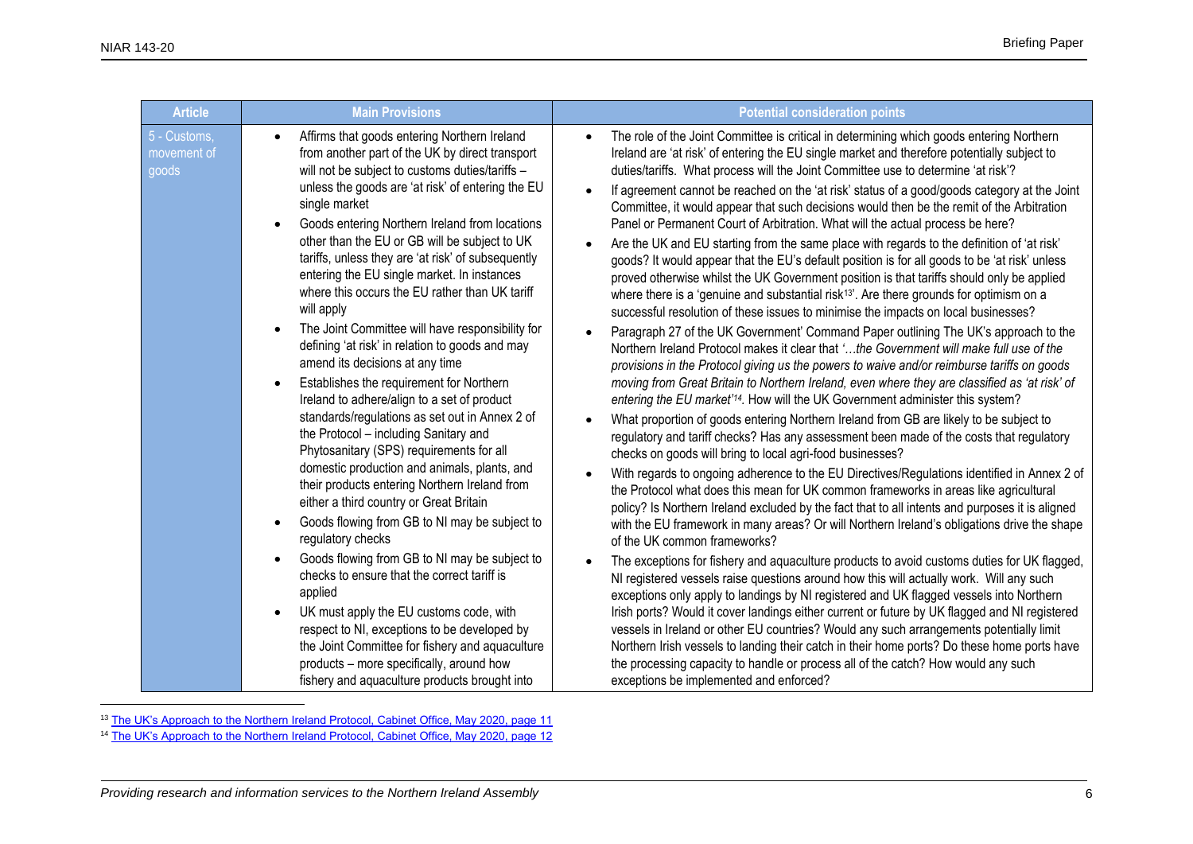| Article | Main Provisions | Potential consideration points |
| --- | --- | --- |
| 5 - Customs, movement of goods | • Affirms that goods entering Northern Ireland from another part of the UK by direct transport will not be subject to customs duties/tariffs – unless the goods are 'at risk' of entering the EU single market<br>• Goods entering Northern Ireland from locations other than the EU or GB will be subject to UK tariffs, unless they are 'at risk' of subsequently entering the EU single market. In instances where this occurs the EU rather than UK tariff will apply<br>• The Joint Committee will have responsibility for defining 'at risk' in relation to goods and may amend its decisions at any time<br>• Establishes the requirement for Northern Ireland to adhere/align to a set of product standards/regulations as set out in Annex 2 of the Protocol – including Sanitary and Phytosanitary (SPS) requirements for all domestic production and animals, plants, and their products entering Northern Ireland from either a third country or Great Britain<br>• Goods flowing from GB to NI may be subject to regulatory checks<br>• Goods flowing from GB to NI may be subject to checks to ensure that the correct tariff is applied<br>• UK must apply the EU customs code, with respect to NI, exceptions to be developed by the Joint Committee for fishery and aquaculture products – more specifically, around how fishery and aquaculture products brought into | • The role of the Joint Committee is critical in determining which goods entering Northern Ireland are 'at risk' of entering the EU single market and therefore potentially subject to duties/tariffs. What process will the Joint Committee use to determine 'at risk'?<br>• If agreement cannot be reached on the 'at risk' status of a good/goods category at the Joint Committee, it would appear that such decisions would then be the remit of the Arbitration Panel or Permanent Court of Arbitration. What will the actual process be here?<br>• Are the UK and EU starting from the same place with regards to the definition of 'at risk' goods? It would appear that the EU's default position is for all goods to be 'at risk' unless proved otherwise whilst the UK Government position is that tariffs should only be applied where there is a 'genuine and substantial risk[13]'. Are there grounds for optimism on a successful resolution of these issues to minimise the impacts on local businesses?<br>• Paragraph 27 of the UK Government' Command Paper outlining The UK's approach to the Northern Ireland Protocol makes it clear that *'…the Government will make full use of the provisions in the Protocol giving us the powers to waive and/or reimburse tariffs on goods moving from Great Britain to Northern Ireland, even where they are classified as 'at risk' of entering the EU market'*[14]. How will the UK Government administer this system?<br>• What proportion of goods entering Northern Ireland from GB are likely to be subject to regulatory and tariff checks? Has any assessment been made of the costs that regulatory checks on goods will bring to local agri-food businesses?<br>• With regards to ongoing adherence to the EU Directives/Regulations identified in Annex 2 of the Protocol what does this mean for UK common frameworks in areas like agricultural policy? Is Northern Ireland excluded by the fact that to all intents and purposes it is aligned with the EU framework in many areas? Or will Northern Ireland's obligations drive the shape of the UK common frameworks?<br>• The exceptions for fishery and aquaculture products to avoid customs duties for UK flagged, NI registered vessels raise questions around how this will actually work. Will any such exceptions only apply to landings by NI registered and UK flagged vessels into Northern Irish ports? Would it cover landings either current or future by UK flagged and NI registered vessels in Ireland or other EU countries? Would any such arrangements potentially limit Northern Irish vessels to landing their catch in their home ports? Do these home ports have the processing capacity to handle or process all of the catch? How would any such exceptions be implemented and enforced? |

[13] The UK's Approach to the Northern Ireland Protocol, Cabinet Office, May 2020, page 11

[14] The UK's Approach to the Northern Ireland Protocol, Cabinet Office, May 2020, page 12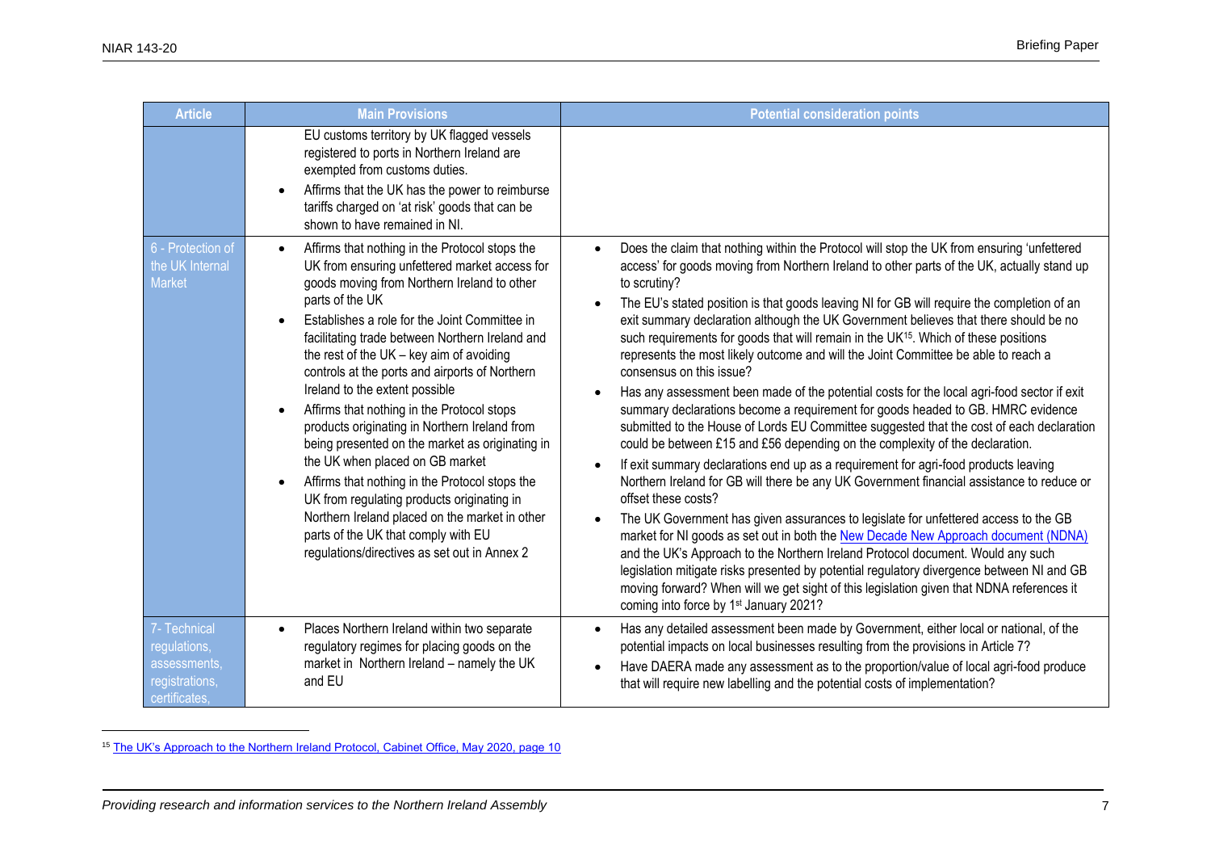| Article | Main Provisions | Potential consideration points |
| --- | --- | --- |
| | • EU customs territory by UK flagged vessels registered to ports in Northern Ireland are exempted from customs duties.<br>• Affirms that the UK has the power to reimburse tariffs charged on 'at risk' goods that can be shown to have remained in NI. | |
| 6 - Protection of the UK Internal Market | • Affirms that nothing in the Protocol stops the UK from ensuring unfettered market access for goods moving from Northern Ireland to other parts of the UK<br>• Establishes a role for the Joint Committee in facilitating trade between Northern Ireland and the rest of the UK – key aim of avoiding controls at the ports and airports of Northern Ireland to the extent possible<br>• Affirms that nothing in the Protocol stops products originating in Northern Ireland from being presented on the market as originating in the UK when placed on GB market<br>• Affirms that nothing in the Protocol stops the UK from regulating products originating in Northern Ireland placed on the market in other parts of the UK that comply with EU regulations/directives as set out in Annex 2 | • Does the claim that nothing within the Protocol will stop the UK from ensuring 'unfettered access' for goods moving from Northern Ireland to other parts of the UK, actually stand up to scrutiny?<br>• The EU's stated position is that goods leaving NI for GB will require the completion of an exit summary declaration although the UK Government believes that there should be no such requirements for goods that will remain in the UK[15]. Which of these positions represents the most likely outcome and will the Joint Committee be able to reach a consensus on this issue?<br>• Has any assessment been made of the potential costs for the local agri-food sector if exit summary declarations become a requirement for goods headed to GB. HMRC evidence submitted to the House of Lords EU Committee suggested that the cost of each declaration could be between £15 and £56 depending on the complexity of the declaration.<br>• If exit summary declarations end up as a requirement for agri-food products leaving Northern Ireland for GB will there be any UK Government financial assistance to reduce or offset these costs?<br>• The UK Government has given assurances to legislate for unfettered access to the GB market for NI goods as set out in both the New Decade New Approach document (NDNA) and the UK's Approach to the Northern Ireland Protocol document. Would any such legislation mitigate risks presented by potential regulatory divergence between NI and GB moving forward? When will we get sight of this legislation given that NDNA references it coming into force by 1st January 2021? |
| 7- Technical regulations, assessments, registrations, certificates, | • Places Northern Ireland within two separate regulatory regimes for placing goods on the market in Northern Ireland – namely the UK and EU | • Has any detailed assessment been made by Government, either local or national, of the potential impacts on local businesses resulting from the provisions in Article 7?<br>• Have DAERA made any assessment as to the proportion/value of local agri-food produce that will require new labelling and the potential costs of implementation? |

[15] The UK's Approach to the Northern Ireland Protocol, Cabinet Office, May 2020, page 10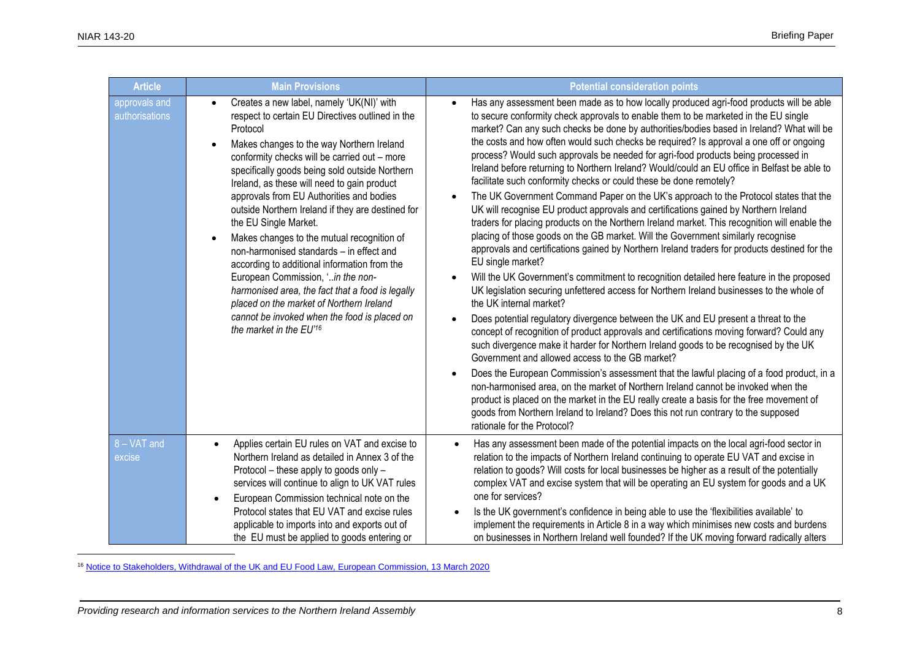| Article | Main Provisions | Potential consideration points |
| --- | --- | --- |
| approvals and authorisations | • Creates a new label, namely 'UK(NI)' with respect to certain EU Directives outlined in the Protocol<br>• Makes changes to the way Northern Ireland conformity checks will be carried out – more specifically goods being sold outside Northern Ireland, as these will need to gain product approvals from EU Authorities and bodies outside Northern Ireland if they are destined for the EU Single Market.<br>• Makes changes to the mutual recognition of non-harmonised standards – in effect and according to additional information from the European Commission, '*..in the non-harmonised area, the fact that a food is legally placed on the market of Northern Ireland cannot be invoked when the food is placed on the market in the EU*'[16] | • Has any assessment been made as to how locally produced agri-food products will be able to secure conformity check approvals to enable them to be marketed in the EU single market? Can any such checks be done by authorities/bodies based in Ireland? What will be the costs and how often would such checks be required? Is approval a one off or ongoing process? Would such approvals be needed for agri-food products being processed in Ireland before returning to Northern Ireland? Would/could an EU office in Belfast be able to facilitate such conformity checks or could these be done remotely?<br>• The UK Government Command Paper on the UK's approach to the Protocol states that the UK will recognise EU product approvals and certifications gained by Northern Ireland traders for placing products on the Northern Ireland market. This recognition will enable the placing of those goods on the GB market. Will the Government similarly recognise approvals and certifications gained by Northern Ireland traders for products destined for the EU single market?<br>• Will the UK Government's commitment to recognition detailed here feature in the proposed UK legislation securing unfettered access for Northern Ireland businesses to the whole of the UK internal market?<br>• Does potential regulatory divergence between the UK and EU present a threat to the concept of recognition of product approvals and certifications moving forward? Could any such divergence make it harder for Northern Ireland goods to be recognised by the UK Government and allowed access to the GB market?<br>• Does the European Commission's assessment that the lawful placing of a food product, in a non-harmonised area, on the market of Northern Ireland cannot be invoked when the product is placed on the market in the EU really create a basis for the free movement of goods from Northern Ireland to Ireland? Does this not run contrary to the supposed rationale for the Protocol? |
| 8 – VAT and excise | • Applies certain EU rules on VAT and excise to Northern Ireland as detailed in Annex 3 of the Protocol – these apply to goods only – services will continue to align to UK VAT rules<br>• European Commission technical note on the Protocol states that EU VAT and excise rules applicable to imports into and exports out of the EU must be applied to goods entering or | • Has any assessment been made of the potential impacts on the local agri-food sector in relation to the impacts of Northern Ireland continuing to operate EU VAT and excise in relation to goods? Will costs for local businesses be higher as a result of the potentially complex VAT and excise system that will be operating an EU system for goods and a UK one for services?<br>• Is the UK government's confidence in being able to use the 'flexibilities available' to implement the requirements in Article 8 in a way which minimises new costs and burdens on businesses in Northern Ireland well founded? If the UK moving forward radically alters |

[16] Notice to Stakeholders, Withdrawal of the UK and EU Food Law, European Commission, 13 March 2020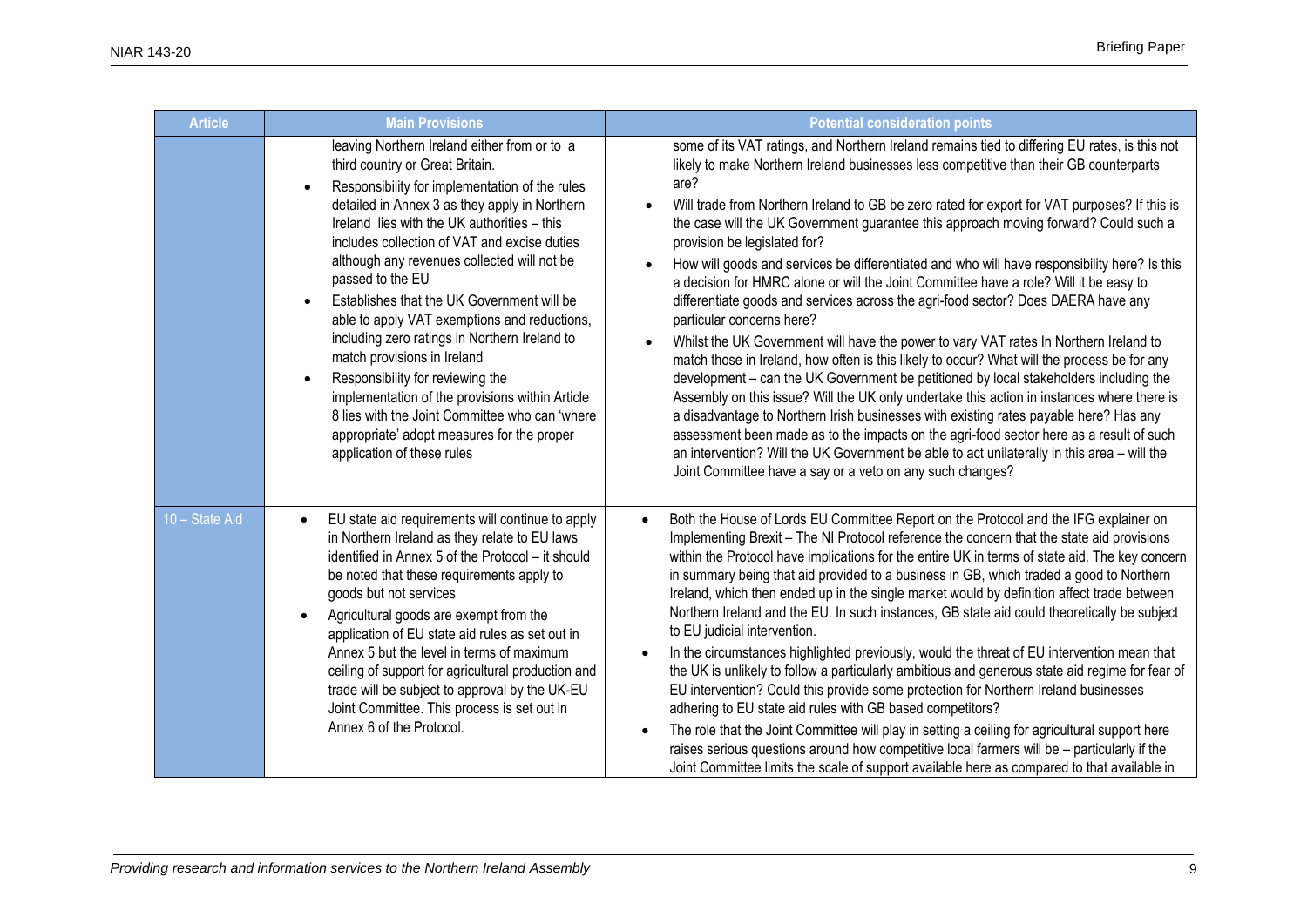| Article | Main Provisions | Potential consideration points |
|---|---|---|
| | leaving Northern Ireland either from or to a third country or Great Britain.<br>• Responsibility for implementation of the rules detailed in Annex 3 as they apply in Northern Ireland lies with the UK authorities – this includes collection of VAT and excise duties although any revenues collected will not be passed to the EU<br>• Establishes that the UK Government will be able to apply VAT exemptions and reductions, including zero ratings in Northern Ireland to match provisions in Ireland<br>• Responsibility for reviewing the implementation of the provisions within Article 8 lies with the Joint Committee who can 'where appropriate' adopt measures for the proper application of these rules | some of its VAT ratings, and Northern Ireland remains tied to differing EU rates, is this not likely to make Northern Ireland businesses less competitive than their GB counterparts are?<br>• Will trade from Northern Ireland to GB be zero rated for export for VAT purposes? If this is the case will the UK Government guarantee this approach moving forward? Could such a provision be legislated for?<br>• How will goods and services be differentiated and who will have responsibility here? Is this a decision for HMRC alone or will the Joint Committee have a role? Will it be easy to differentiate goods and services across the agri-food sector? Does DAERA have any particular concerns here?<br>• Whilst the UK Government will have the power to vary VAT rates In Northern Ireland to match those in Ireland, how often is this likely to occur? What will the process be for any development – can the UK Government be petitioned by local stakeholders including the Assembly on this issue? Will the UK only undertake this action in instances where there is a disadvantage to Northern Irish businesses with existing rates payable here? Has any assessment been made as to the impacts on the agri-food sector here as a result of such an intervention? Will the UK Government be able to act unilaterally in this area – will the Joint Committee have a say or a veto on any such changes? |
| 10 – State Aid | • EU state aid requirements will continue to apply in Northern Ireland as they relate to EU laws identified in Annex 5 of the Protocol – it should be noted that these requirements apply to goods but not services<br>• Agricultural goods are exempt from the application of EU state aid rules as set out in Annex 5 but the level in terms of maximum ceiling of support for agricultural production and trade will be subject to approval by the UK-EU Joint Committee. This process is set out in Annex 6 of the Protocol. | • Both the House of Lords EU Committee Report on the Protocol and the IFG explainer on Implementing Brexit – The NI Protocol reference the concern that the state aid provisions within the Protocol have implications for the entire UK in terms of state aid. The key concern in summary being that aid provided to a business in GB, which traded a good to Northern Ireland, which then ended up in the single market would by definition affect trade between Northern Ireland and the EU. In such instances, GB state aid could theoretically be subject to EU judicial intervention.<br>• In the circumstances highlighted previously, would the threat of EU intervention mean that the UK is unlikely to follow a particularly ambitious and generous state aid regime for fear of EU intervention? Could this provide some protection for Northern Ireland businesses adhering to EU state aid rules with GB based competitors?<br>• The role that the Joint Committee will play in setting a ceiling for agricultural support here raises serious questions around how competitive local farmers will be – particularly if the Joint Committee limits the scale of support available here as compared to that available in |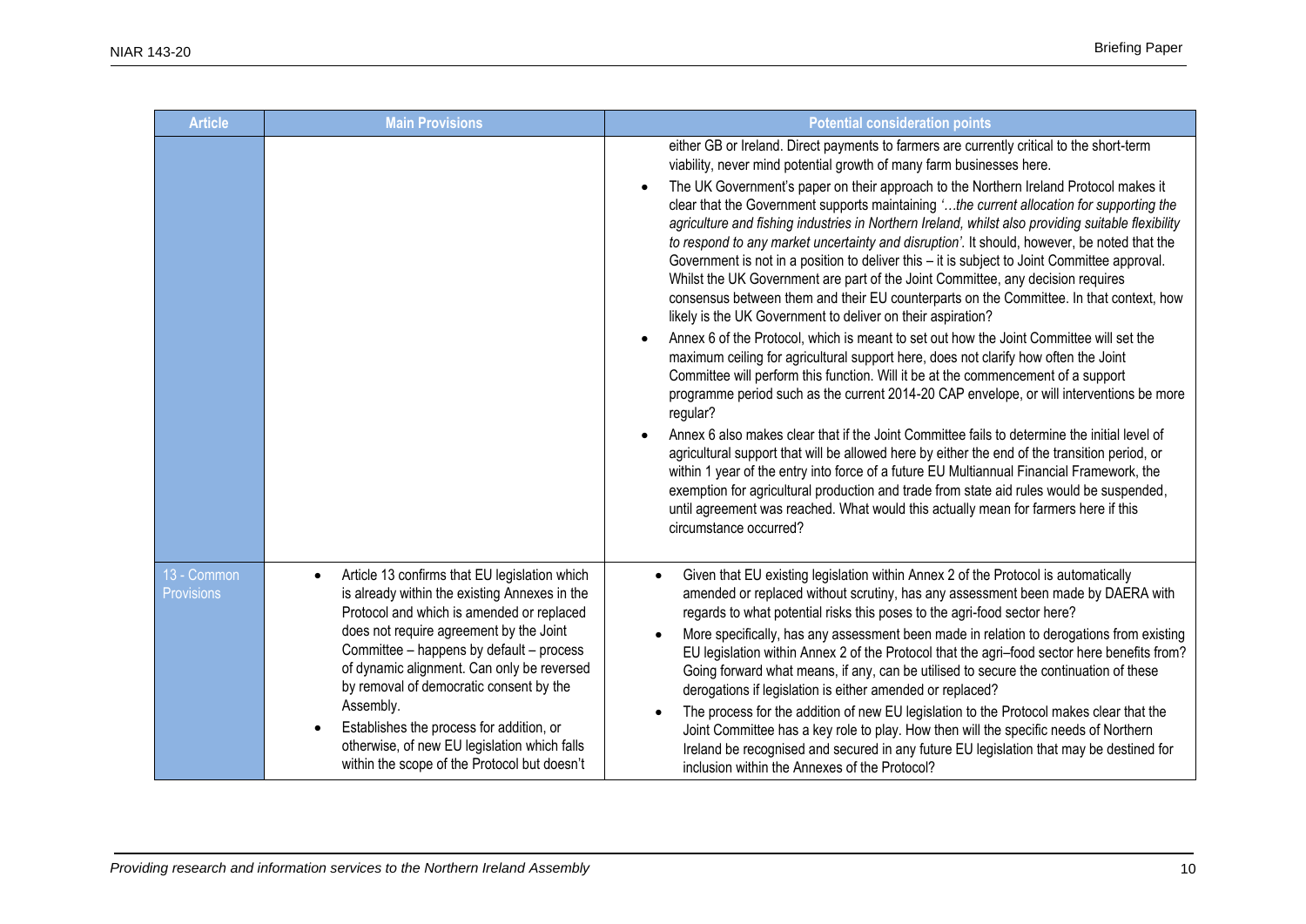| Article | Main Provisions | Potential consideration points |
| --- | --- | --- |
| | | either GB or Ireland. Direct payments to farmers are currently critical to the short-term viability, never mind potential growth of many farm businesses here.<br>• The UK Government's paper on their approach to the Northern Ireland Protocol makes it clear that the Government supports maintaining *'…the current allocation for supporting the agriculture and fishing industries in Northern Ireland, whilst also providing suitable flexibility to respond to any market uncertainty and disruption'.* It should, however, be noted that the Government is not in a position to deliver this – it is subject to Joint Committee approval. Whilst the UK Government are part of the Joint Committee, any decision requires consensus between them and their EU counterparts on the Committee. In that context, how likely is the UK Government to deliver on their aspiration?<br>• Annex 6 of the Protocol, which is meant to set out how the Joint Committee will set the maximum ceiling for agricultural support here, does not clarify how often the Joint Committee will perform this function. Will it be at the commencement of a support programme period such as the current 2014-20 CAP envelope, or will interventions be more regular?<br>• Annex 6 also makes clear that if the Joint Committee fails to determine the initial level of agricultural support that will be allowed here by either the end of the transition period, or within 1 year of the entry into force of a future EU Multiannual Financial Framework, the exemption for agricultural production and trade from state aid rules would be suspended, until agreement was reached. What would this actually mean for farmers here if this circumstance occurred? |
| 13 - Common Provisions | • Article 13 confirms that EU legislation which is already within the existing Annexes in the Protocol and which is amended or replaced does not require agreement by the Joint Committee – happens by default – process of dynamic alignment. Can only be reversed by removal of democratic consent by the Assembly.<br>• Establishes the process for addition, or otherwise, of new EU legislation which falls within the scope of the Protocol but doesn't | • Given that EU existing legislation within Annex 2 of the Protocol is automatically amended or replaced without scrutiny, has any assessment been made by DAERA with regards to what potential risks this poses to the agri-food sector here?<br>• More specifically, has any assessment been made in relation to derogations from existing EU legislation within Annex 2 of the Protocol that the agri–food sector here benefits from? Going forward what means, if any, can be utilised to secure the continuation of these derogations if legislation is either amended or replaced?<br>• The process for the addition of new EU legislation to the Protocol makes clear that the Joint Committee has a key role to play. How then will the specific needs of Northern Ireland be recognised and secured in any future EU legislation that may be destined for inclusion within the Annexes of the Protocol? |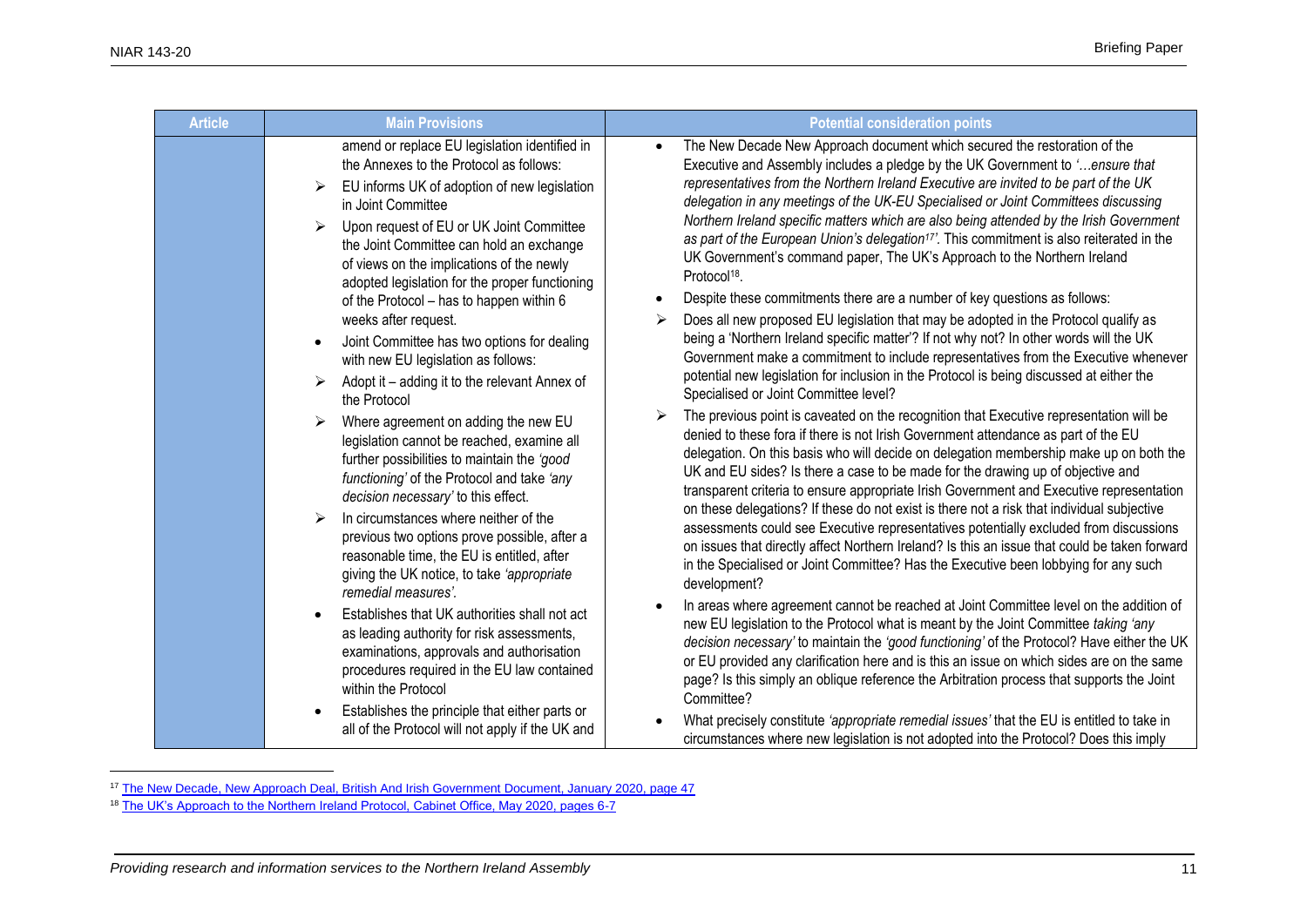| Article | Main Provisions | Potential consideration points |
| --- | --- | --- |
| | amend or replace EU legislation identified in the Annexes to the Protocol as follows:<br>➢ EU informs UK of adoption of new legislation in Joint Committee<br>➢ Upon request of EU or UK Joint Committee the Joint Committee can hold an exchange of views on the implications of the newly adopted legislation for the proper functioning of the Protocol – has to happen within 6 weeks after request.<br>• Joint Committee has two options for dealing with new EU legislation as follows:<br>➢ Adopt it – adding it to the relevant Annex of the Protocol<br>➢ Where agreement on adding the new EU legislation cannot be reached, examine all further possibilities to maintain the *'good functioning'* of the Protocol and take *'any decision necessary'* to this effect.<br>➢ In circumstances where neither of the previous two options prove possible, after a reasonable time, the EU is entitled, after giving the UK notice, to take *'appropriate remedial measures'*.<br>• Establishes that UK authorities shall not act as leading authority for risk assessments, examinations, approvals and authorisation procedures required in the EU law contained within the Protocol<br>• Establishes the principle that either parts or all of the Protocol will not apply if the UK and | • The New Decade New Approach document which secured the restoration of the Executive and Assembly includes a pledge by the UK Government to *'…ensure that representatives from the Northern Ireland Executive are invited to be part of the UK delegation in any meetings of the UK-EU Specialised or Joint Committees discussing Northern Ireland specific matters which are also being attended by the Irish Government as part of the European Union's delegation[17]'*. This commitment is also reiterated in the UK Government's command paper, The UK's Approach to the Northern Ireland Protocol[18].<br>• Despite these commitments there are a number of key questions as follows:<br>➢ Does all new proposed EU legislation that may be adopted in the Protocol qualify as being a 'Northern Ireland specific matter'? If not why not? In other words will the UK Government make a commitment to include representatives from the Executive whenever potential new legislation for inclusion in the Protocol is being discussed at either the Specialised or Joint Committee level?<br>➢ The previous point is caveated on the recognition that Executive representation will be denied to these fora if there is not Irish Government attendance as part of the EU delegation. On this basis who will decide on delegation membership make up on both the UK and EU sides? Is there a case to be made for the drawing up of objective and transparent criteria to ensure appropriate Irish Government and Executive representation on these delegations? If these do not exist is there not a risk that individual subjective assessments could see Executive representatives potentially excluded from discussions on issues that directly affect Northern Ireland? Is this an issue that could be taken forward in the Specialised or Joint Committee? Has the Executive been lobbying for any such development?<br>• In areas where agreement cannot be reached at Joint Committee level on the addition of new EU legislation to the Protocol what is meant by the Joint Committee *taking 'any decision necessary'* to maintain the *'good functioning'* of the Protocol? Have either the UK or EU provided any clarification here and is this an issue on which sides are on the same page? Is this simply an oblique reference the Arbitration process that supports the Joint Committee?<br>• What precisely constitute *'appropriate remedial issues'* that the EU is entitled to take in circumstances where new legislation is not adopted into the Protocol? Does this imply |

[17] The New Decade, New Approach Deal, British And Irish Government Document, January 2020, page 47

[18] The UK's Approach to the Northern Ireland Protocol, Cabinet Office, May 2020, pages 6-7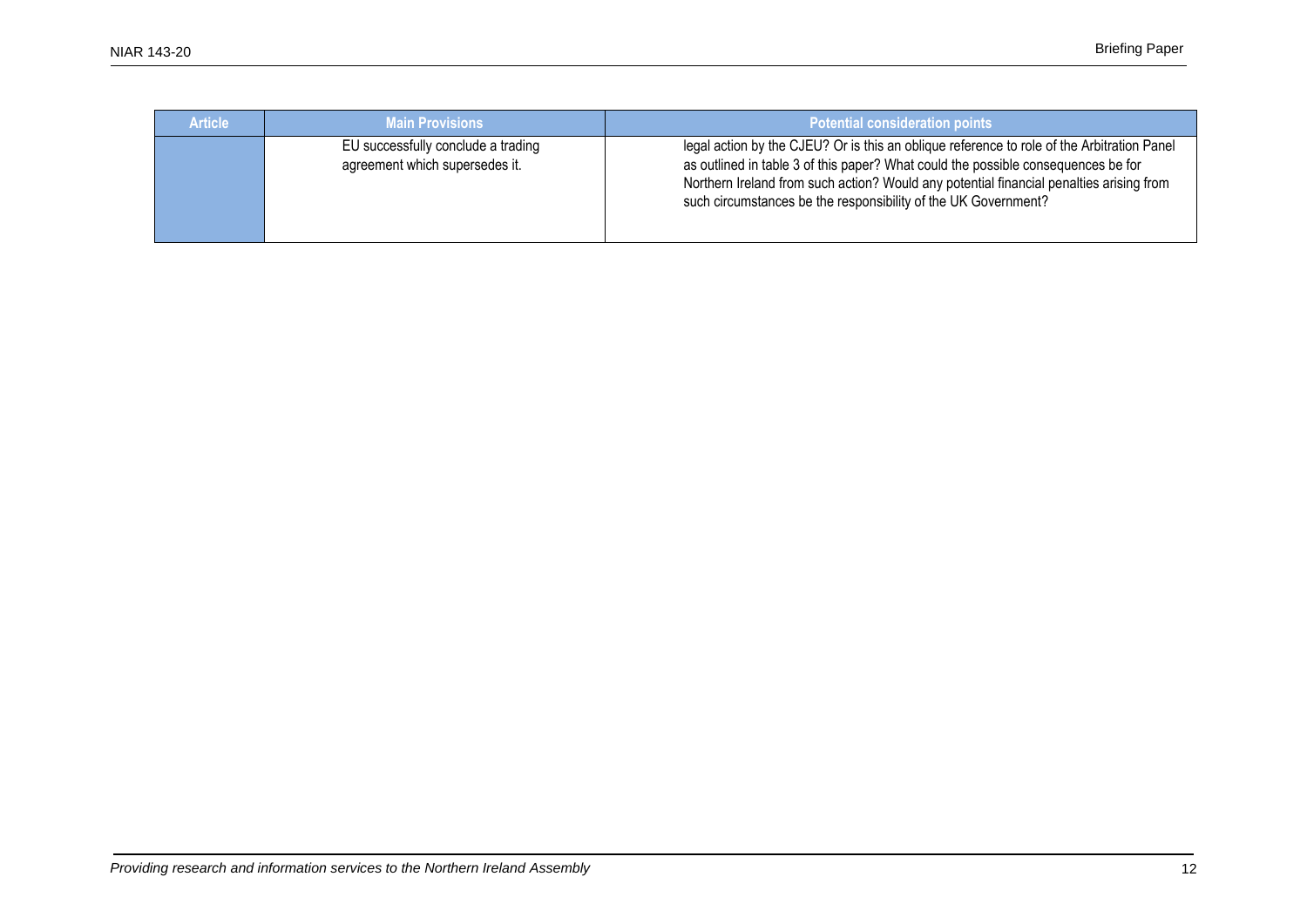| Article | Main Provisions | Potential consideration points |
|---|---|---|
| | EU successfully conclude a trading agreement which supersedes it. | legal action by the CJEU? Or is this an oblique reference to role of the Arbitration Panel as outlined in table 3 of this paper? What could the possible consequences be for Northern Ireland from such action? Would any potential financial penalties arising from such circumstances be the responsibility of the UK Government? |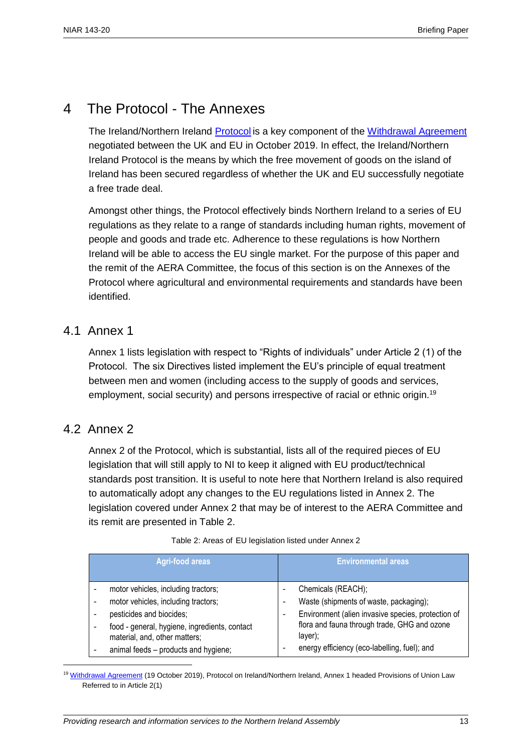# 4 The Protocol - The Annexes

The Ireland/Northern Ireland [Protocol](#) is a key component of the [Withdrawal Agreement](#) negotiated between the UK and EU in October 2019. In effect, the Ireland/Northern Ireland Protocol is the means by which the free movement of goods on the island of Ireland has been secured regardless of whether the UK and EU successfully negotiate a free trade deal.

Amongst other things, the Protocol effectively binds Northern Ireland to a series of EU regulations as they relate to a range of standards including human rights, movement of people and goods and trade etc. Adherence to these regulations is how Northern Ireland will be able to access the EU single market. For the purpose of this paper and the remit of the AERA Committee, the focus of this section is on the Annexes of the Protocol where agricultural and environmental requirements and standards have been identified.

## 4.1 Annex 1

Annex 1 lists legislation with respect to "Rights of individuals" under Article 2 (1) of the Protocol. The six Directives listed implement the EU's principle of equal treatment between men and women (including access to the supply of goods and services, employment, social security) and persons irrespective of racial or ethnic origin.[19]

## 4.2 Annex 2

Annex 2 of the Protocol, which is substantial, lists all of the required pieces of EU legislation that will still apply to NI to keep it aligned with EU product/technical standards post transition. It is useful to note here that Northern Ireland is also required to automatically adopt any changes to the EU regulations listed in Annex 2. The legislation covered under Annex 2 that may be of interest to the AERA Committee and its remit are presented in Table 2.

Table 2: Areas of EU legislation listed under Annex 2

| Agri-food areas | Environmental areas |
|---|---|
| - motor vehicles, including tractors;<br>- motor vehicles, including tractors;<br>- pesticides and biocides;<br>- food - general, hygiene, ingredients, contact material, and, other matters;<br>- animal feeds – products and hygiene; | - Chemicals (REACH);<br>- Waste (shipments of waste, packaging);<br>- Environment (alien invasive species, protection of flora and fauna through trade, GHG and ozone layer);<br>- energy efficiency (eco-labelling, fuel); and |

[19] [Withdrawal Agreement](#) (19 October 2019), Protocol on Ireland/Northern Ireland, Annex 1 headed Provisions of Union Law Referred to in Article 2(1)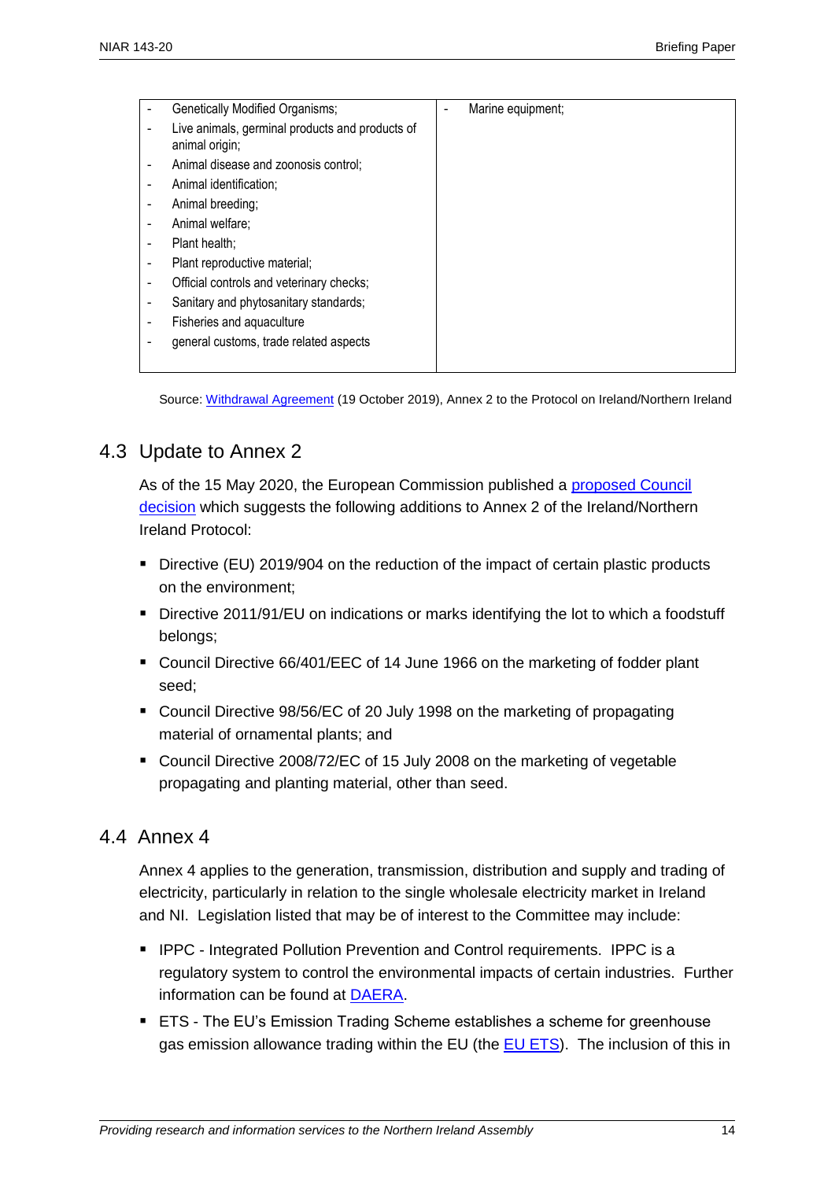| | |
|---|---|
| - Genetically Modified Organisms;<br>- Live animals, germinal products and products of animal origin;<br>- Animal disease and zoonosis control;<br>- Animal identification;<br>- Animal breeding;<br>- Animal welfare;<br>- Plant health;<br>- Plant reproductive material;<br>- Official controls and veterinary checks;<br>- Sanitary and phytosanitary standards;<br>- Fisheries and aquaculture<br>- general customs, trade related aspects | - Marine equipment; |

Source: Withdrawal Agreement (19 October 2019), Annex 2 to the Protocol on Ireland/Northern Ireland

## 4.3 Update to Annex 2

As of the 15 May 2020, the European Commission published a proposed Council decision which suggests the following additions to Annex 2 of the Ireland/Northern Ireland Protocol:

- Directive (EU) 2019/904 on the reduction of the impact of certain plastic products on the environment;
- Directive 2011/91/EU on indications or marks identifying the lot to which a foodstuff belongs;
- Council Directive 66/401/EEC of 14 June 1966 on the marketing of fodder plant seed;
- Council Directive 98/56/EC of 20 July 1998 on the marketing of propagating material of ornamental plants; and
- Council Directive 2008/72/EC of 15 July 2008 on the marketing of vegetable propagating and planting material, other than seed.

## 4.4 Annex 4

Annex 4 applies to the generation, transmission, distribution and supply and trading of electricity, particularly in relation to the single wholesale electricity market in Ireland and NI. Legislation listed that may be of interest to the Committee may include:

- IPPC - Integrated Pollution Prevention and Control requirements. IPPC is a regulatory system to control the environmental impacts of certain industries. Further information can be found at DAERA.
- ETS - The EU's Emission Trading Scheme establishes a scheme for greenhouse gas emission allowance trading within the EU (the EU ETS). The inclusion of this in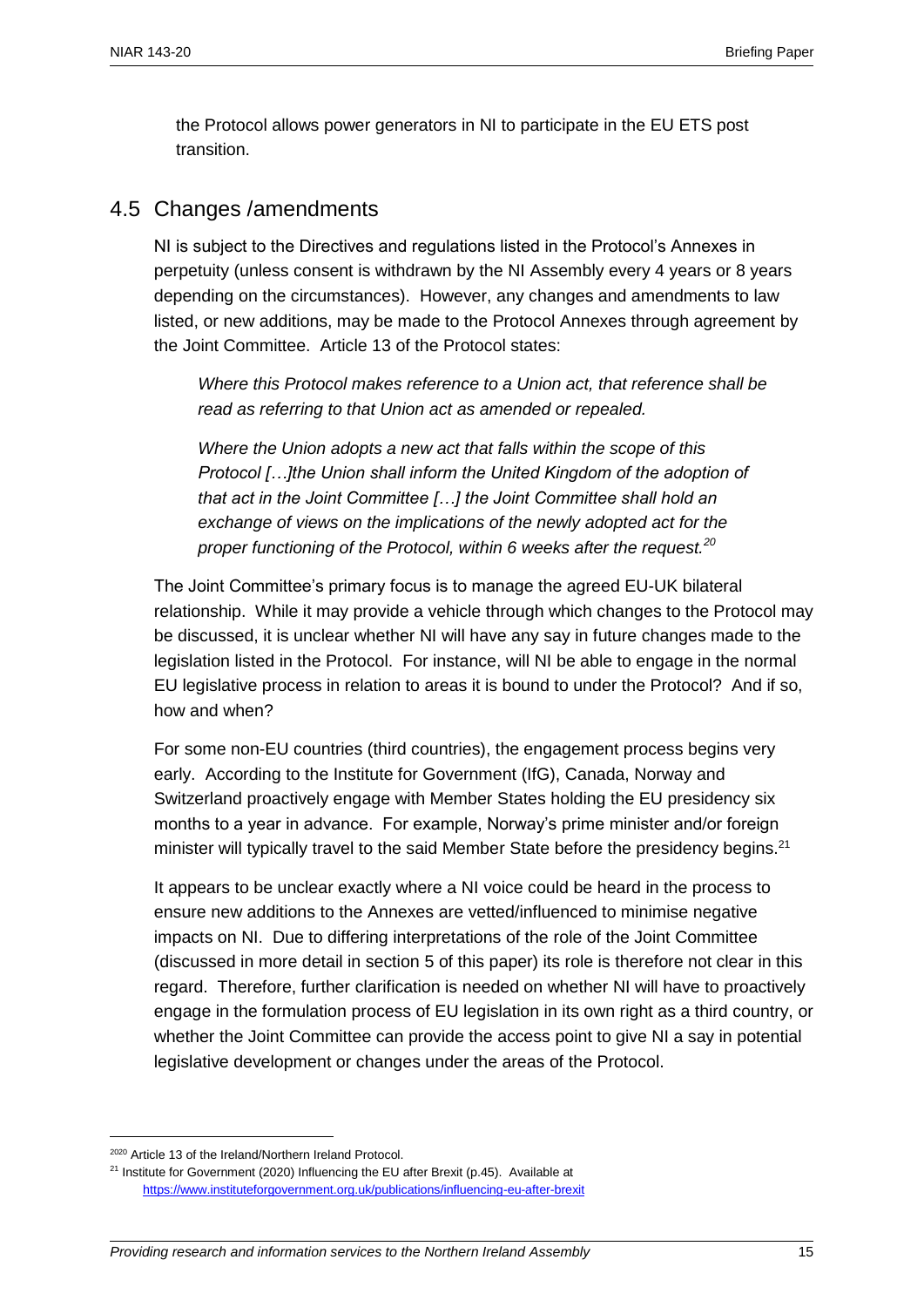the Protocol allows power generators in NI to participate in the EU ETS post transition.

## 4.5 Changes /amendments

NI is subject to the Directives and regulations listed in the Protocol's Annexes in perpetuity (unless consent is withdrawn by the NI Assembly every 4 years or 8 years depending on the circumstances). However, any changes and amendments to law listed, or new additions, may be made to the Protocol Annexes through agreement by the Joint Committee. Article 13 of the Protocol states:

> *Where this Protocol makes reference to a Union act, that reference shall be read as referring to that Union act as amended or repealed.*
>
> *Where the Union adopts a new act that falls within the scope of this Protocol […]the Union shall inform the United Kingdom of the adoption of that act in the Joint Committee […] the Joint Committee shall hold an exchange of views on the implications of the newly adopted act for the proper functioning of the Protocol, within 6 weeks after the request.*[20]

The Joint Committee's primary focus is to manage the agreed EU-UK bilateral relationship. While it may provide a vehicle through which changes to the Protocol may be discussed, it is unclear whether NI will have any say in future changes made to the legislation listed in the Protocol. For instance, will NI be able to engage in the normal EU legislative process in relation to areas it is bound to under the Protocol? And if so, how and when?

For some non-EU countries (third countries), the engagement process begins very early. According to the Institute for Government (IfG), Canada, Norway and Switzerland proactively engage with Member States holding the EU presidency six months to a year in advance. For example, Norway's prime minister and/or foreign minister will typically travel to the said Member State before the presidency begins.[21]

It appears to be unclear exactly where a NI voice could be heard in the process to ensure new additions to the Annexes are vetted/influenced to minimise negative impacts on NI. Due to differing interpretations of the role of the Joint Committee (discussed in more detail in section 5 of this paper) its role is therefore not clear in this regard. Therefore, further clarification is needed on whether NI will have to proactively engage in the formulation process of EU legislation in its own right as a third country, or whether the Joint Committee can provide the access point to give NI a say in potential legislative development or changes under the areas of the Protocol.

---

[20] Article 13 of the Ireland/Northern Ireland Protocol.

[21] Institute for Government (2020) Influencing the EU after Brexit (p.45). Available at https://www.instituteforgovernment.org.uk/publications/influencing-eu-after-brexit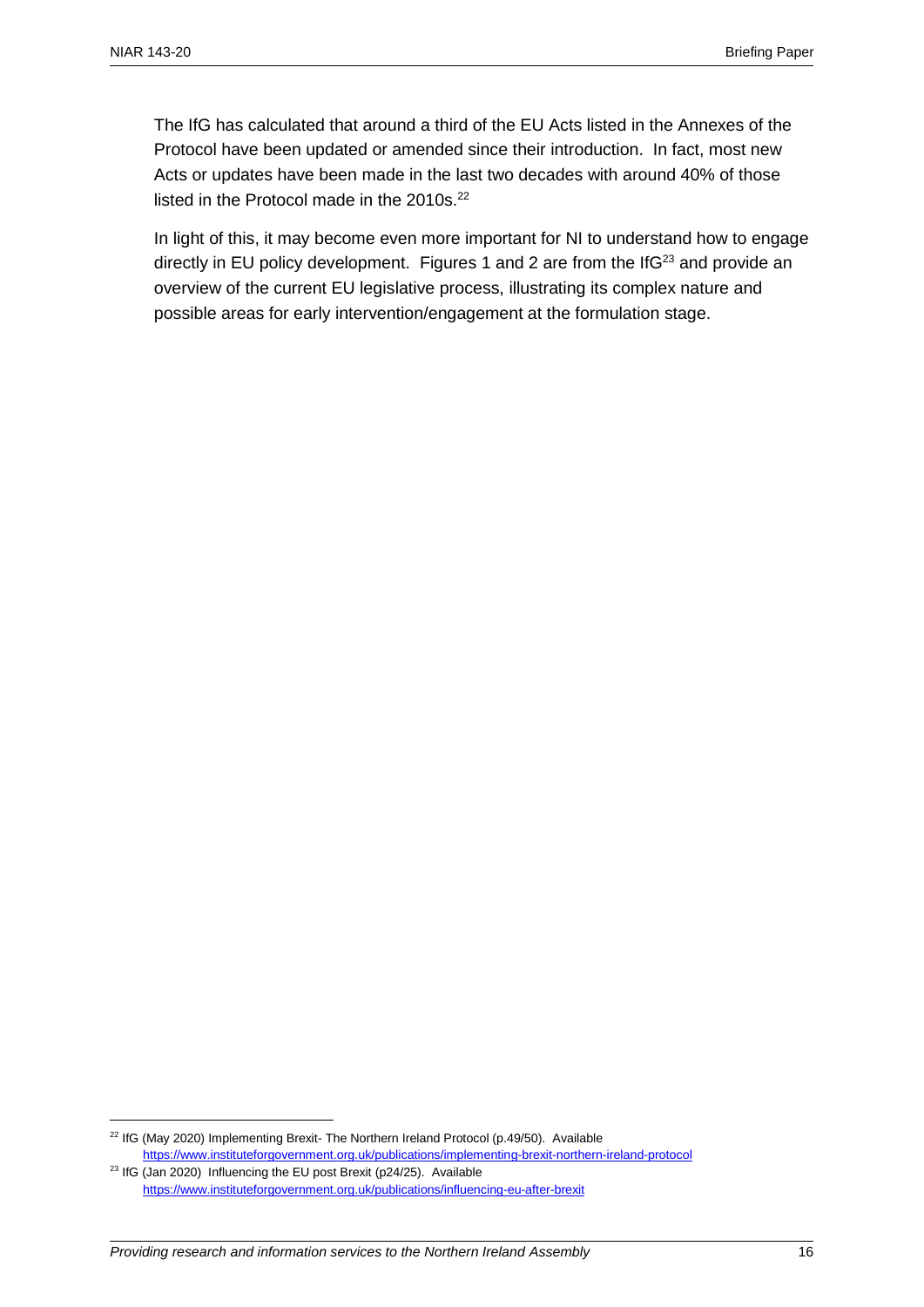The IfG has calculated that around a third of the EU Acts listed in the Annexes of the Protocol have been updated or amended since their introduction. In fact, most new Acts or updates have been made in the last two decades with around 40% of those listed in the Protocol made in the 2010s.[22]

In light of this, it may become even more important for NI to understand how to engage directly in EU policy development. Figures 1 and 2 are from the IfG[23] and provide an overview of the current EU legislative process, illustrating its complex nature and possible areas for early intervention/engagement at the formulation stage.

---

[22] IfG (May 2020) Implementing Brexit- The Northern Ireland Protocol (p.49/50). Available https://www.instituteforgovernment.org.uk/publications/implementing-brexit-northern-ireland-protocol

[23] IfG (Jan 2020) Influencing the EU post Brexit (p24/25). Available https://www.instituteforgovernment.org.uk/publications/influencing-eu-after-brexit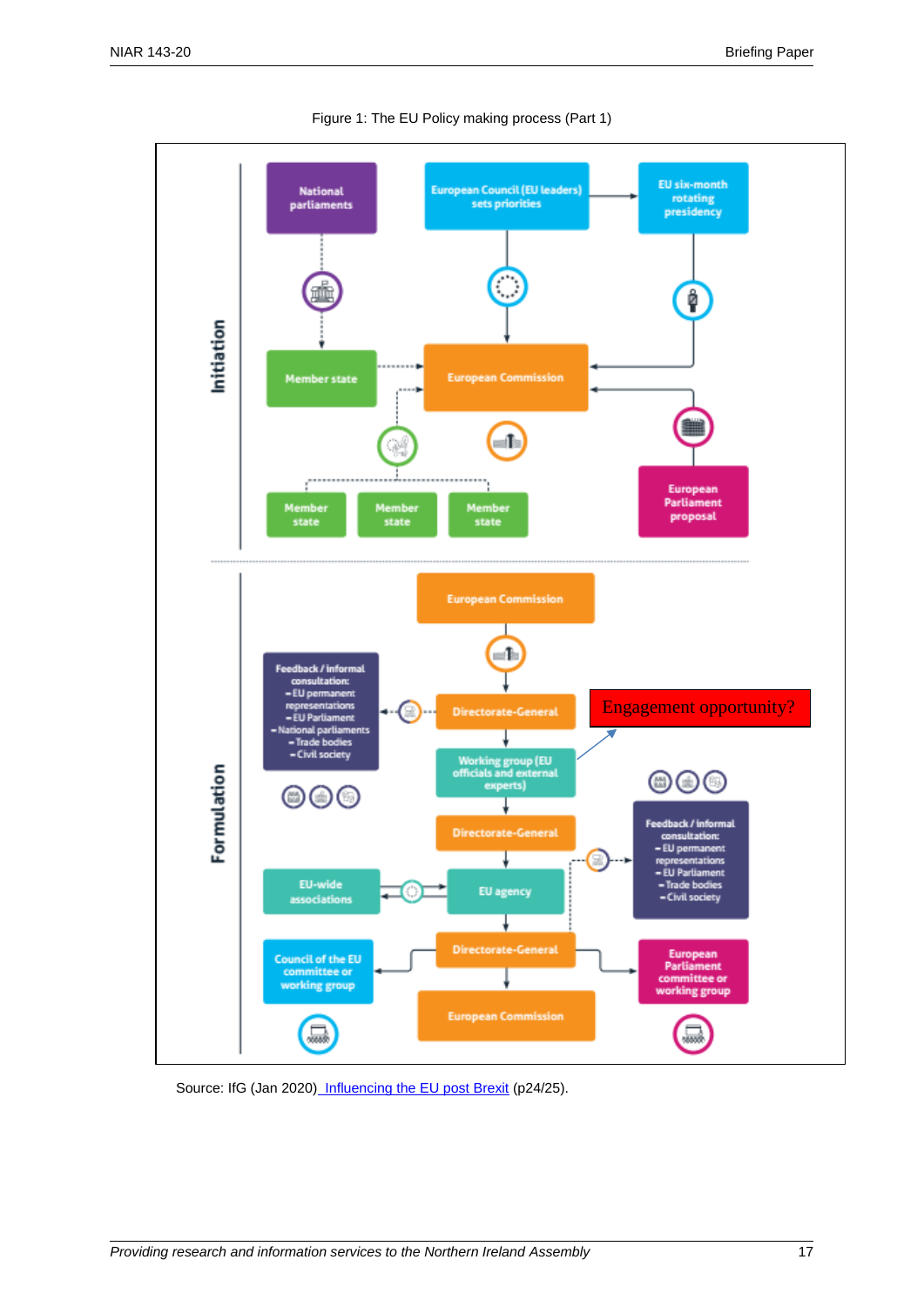Figure 1: The EU Policy making process (Part 1)

**Initiation**

National parliaments

European Council (EU leaders) sets priorities

EU six-month rotating presidency

Member state

European Commission

Member state | Member state | Member state

European Parliament proposal

**Formulation**

European Commission

Feedback / informal consultation:
- EU permanent representations
- EU Parliament
- National parliaments
- Trade bodies
- Civil society

Directorate-General

Engagement opportunity?

Working group (EU officials and external experts)

Directorate-General

Feedback / informal consultation:
- EU permanent representations
- EU Parliament
- Trade bodies
- Civil society

EU-wide associations

EU agency

Council of the EU committee or working group

Directorate-General

European Parliament committee or working group

European Commission

Source: IfG (Jan 2020) Influencing the EU post Brexit (p24/25).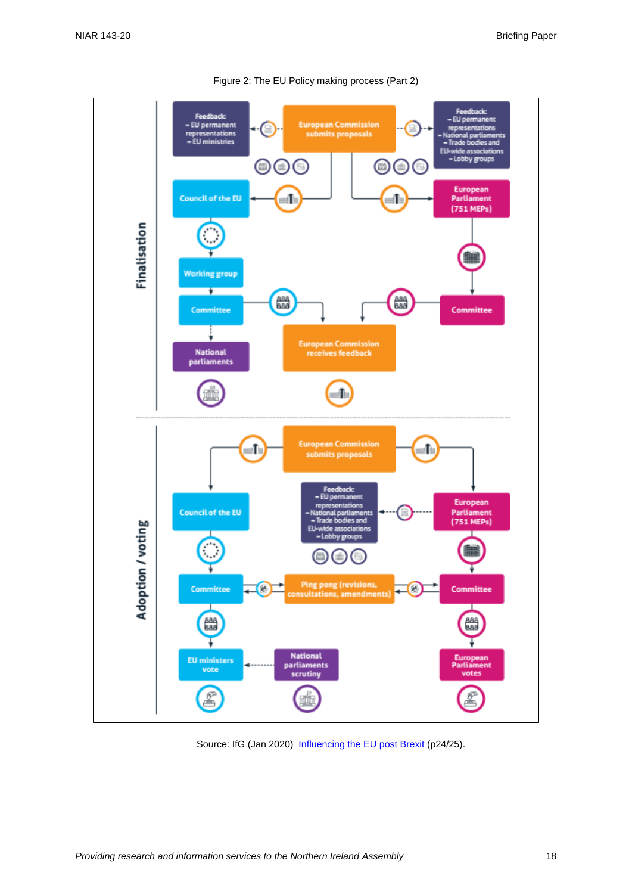Figure 2: The EU Policy making process (Part 2)

**Finalisation**

Feedback:
- EU permanent representations
- EU ministries

European Commission submits proposals

Feedback:
- EU permanent representations
- National parliaments
- Trade bodies and EU-wide associations
- Lobby groups

Council of the EU

European Parliament (751 MEPs)

Working group

Committee

Committee

National parliaments

European Commission receives feedback

**Adoption / voting**

European Commission submits proposals

Council of the EU

Feedback:
- EU permanent representations
- National parliaments
- Trade bodies and EU-wide associations
- Lobby groups

European Parliament (751 MEPs)

Committee

Ping pong (revisions, consultations, amendments)

Committee

EU ministers vote

National parliaments scrutiny

European Parliament votes

Source: IfG (Jan 2020) Influencing the EU post Brexit (p24/25).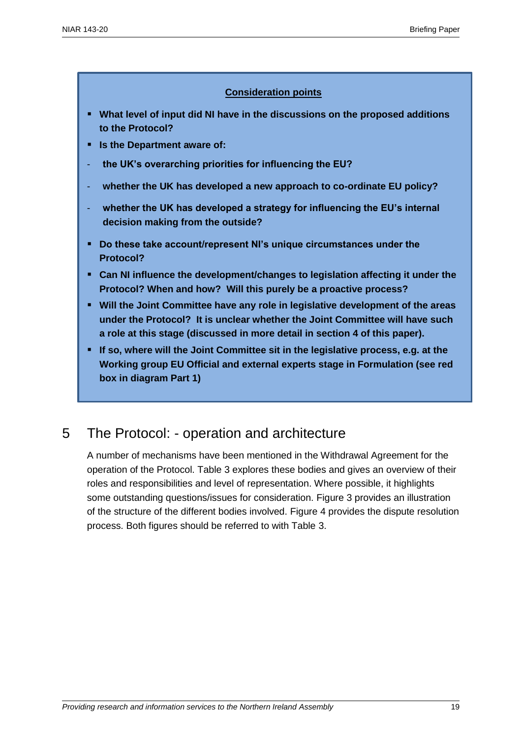**Consideration points**

- **What level of input did NI have in the discussions on the proposed additions to the Protocol?**
- **Is the Department aware of:**
  - **the UK's overarching priorities for influencing the EU?**
  - **whether the UK has developed a new approach to co-ordinate EU policy?**
  - **whether the UK has developed a strategy for influencing the EU's internal decision making from the outside?**
- **Do these take account/represent NI's unique circumstances under the Protocol?**
- **Can NI influence the development/changes to legislation affecting it under the Protocol? When and how? Will this purely be a proactive process?**
- **Will the Joint Committee have any role in legislative development of the areas under the Protocol? It is unclear whether the Joint Committee will have such a role at this stage (discussed in more detail in section 4 of this paper).**
- **If so, where will the Joint Committee sit in the legislative process, e.g. at the Working group EU Official and external experts stage in Formulation (see red box in diagram Part 1)**

# 5 The Protocol: - operation and architecture

A number of mechanisms have been mentioned in the Withdrawal Agreement for the operation of the Protocol. Table 3 explores these bodies and gives an overview of their roles and responsibilities and level of representation. Where possible, it highlights some outstanding questions/issues for consideration. Figure 3 provides an illustration of the structure of the different bodies involved. Figure 4 provides the dispute resolution process. Both figures should be referred to with Table 3.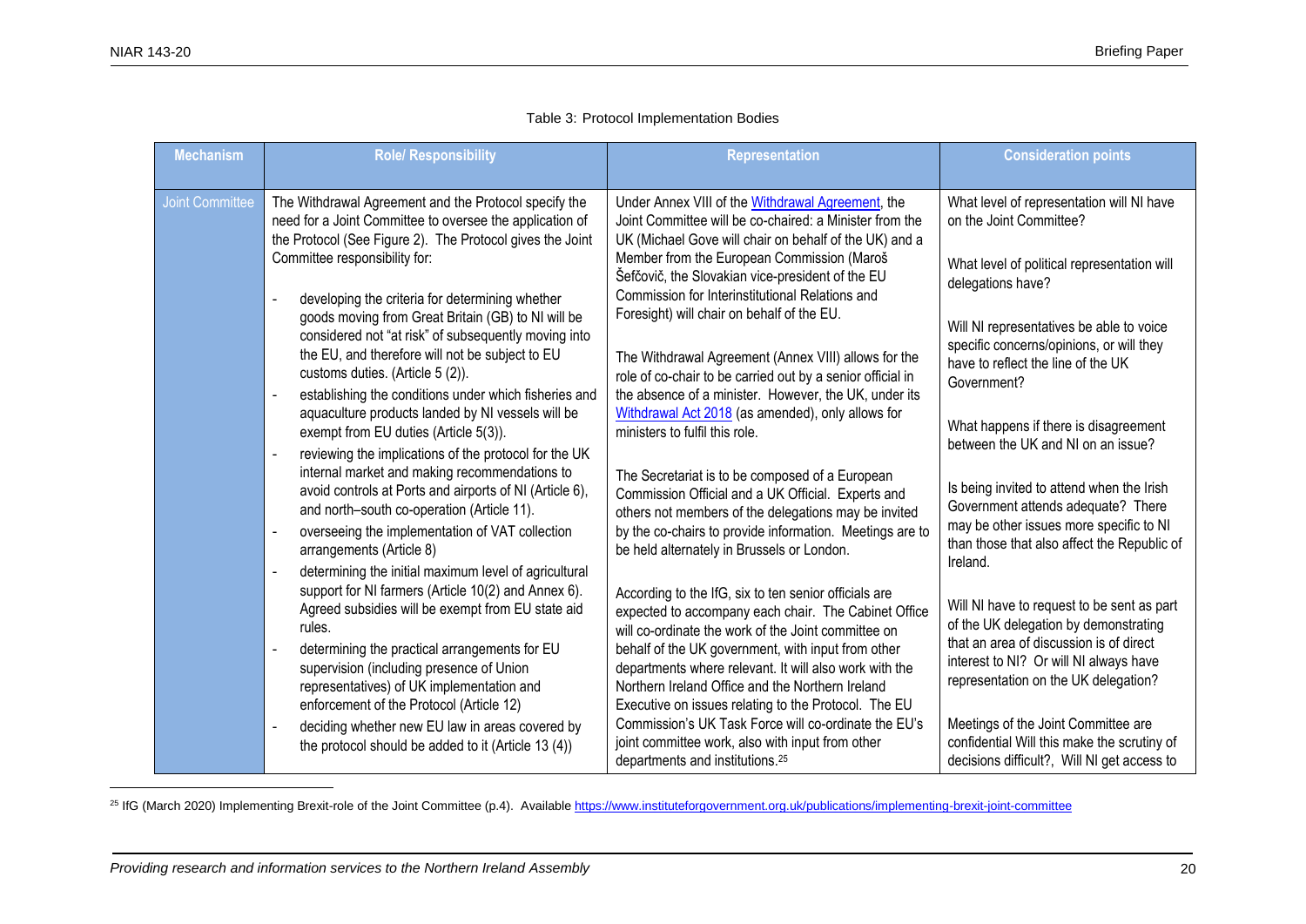Table 3: Protocol Implementation Bodies

| Mechanism | Role/ Responsibility | Representation | Consideration points |
|---|---|---|---|
| Joint Committee | The Withdrawal Agreement and the Protocol specify the need for a Joint Committee to oversee the application of the Protocol (See Figure 2). The Protocol gives the Joint Committee responsibility for:<br><br>- developing the criteria for determining whether goods moving from Great Britain (GB) to NI will be considered not "at risk" of subsequently moving into the EU, and therefore will not be subject to EU customs duties. (Article 5 (2)).<br>- establishing the conditions under which fisheries and aquaculture products landed by NI vessels will be exempt from EU duties (Article 5(3)).<br>- reviewing the implications of the protocol for the UK internal market and making recommendations to avoid controls at Ports and airports of NI (Article 6), and north–south co-operation (Article 11).<br>- overseeing the implementation of VAT collection arrangements (Article 8)<br>- determining the initial maximum level of agricultural support for NI farmers (Article 10(2) and Annex 6). Agreed subsidies will be exempt from EU state aid rules.<br>- determining the practical arrangements for EU supervision (including presence of Union representatives) of UK implementation and enforcement of the Protocol (Article 12)<br>- deciding whether new EU law in areas covered by the protocol should be added to it (Article 13 (4)) | Under Annex VIII of the Withdrawal Agreement, the Joint Committee will be co-chaired: a Minister from the UK (Michael Gove will chair on behalf of the UK) and a Member from the European Commission (Maroš Šefčovič, the Slovakian vice-president of the EU Commission for Interinstitutional Relations and Foresight) will chair on behalf of the EU.<br><br>The Withdrawal Agreement (Annex VIII) allows for the role of co-chair to be carried out by a senior official in the absence of a minister. However, the UK, under its Withdrawal Act 2018 (as amended), only allows for ministers to fulfil this role.<br><br>The Secretariat is to be composed of a European Commission Official and a UK Official. Experts and others not members of the delegations may be invited by the co-chairs to provide information. Meetings are to be held alternately in Brussels or London.<br><br>According to the IfG, six to ten senior officials are expected to accompany each chair. The Cabinet Office will co-ordinate the work of the Joint committee on behalf of the UK government, with input from other departments where relevant. It will also work with the Northern Ireland Office and the Northern Ireland Executive on issues relating to the Protocol. The EU Commission's UK Task Force will co-ordinate the EU's joint committee work, also with input from other departments and institutions.[25] | What level of representation will NI have on the Joint Committee?<br><br>What level of political representation will delegations have?<br><br>Will NI representatives be able to voice specific concerns/opinions, or will they have to reflect the line of the UK Government?<br><br>What happens if there is disagreement between the UK and NI on an issue?<br><br>Is being invited to attend when the Irish Government attends adequate? There may be other issues more specific to NI than those that also affect the Republic of Ireland.<br><br>Will NI have to request to be sent as part of the UK delegation by demonstrating that an area of discussion is of direct interest to NI? Or will NI always have representation on the UK delegation?<br><br>Meetings of the Joint Committee are confidential Will this make the scrutiny of decisions difficult?, Will NI get access to |

[25] IfG (March 2020) Implementing Brexit-role of the Joint Committee (p.4). Available https://www.instituteforgovernment.org.uk/publications/implementing-brexit-joint-committee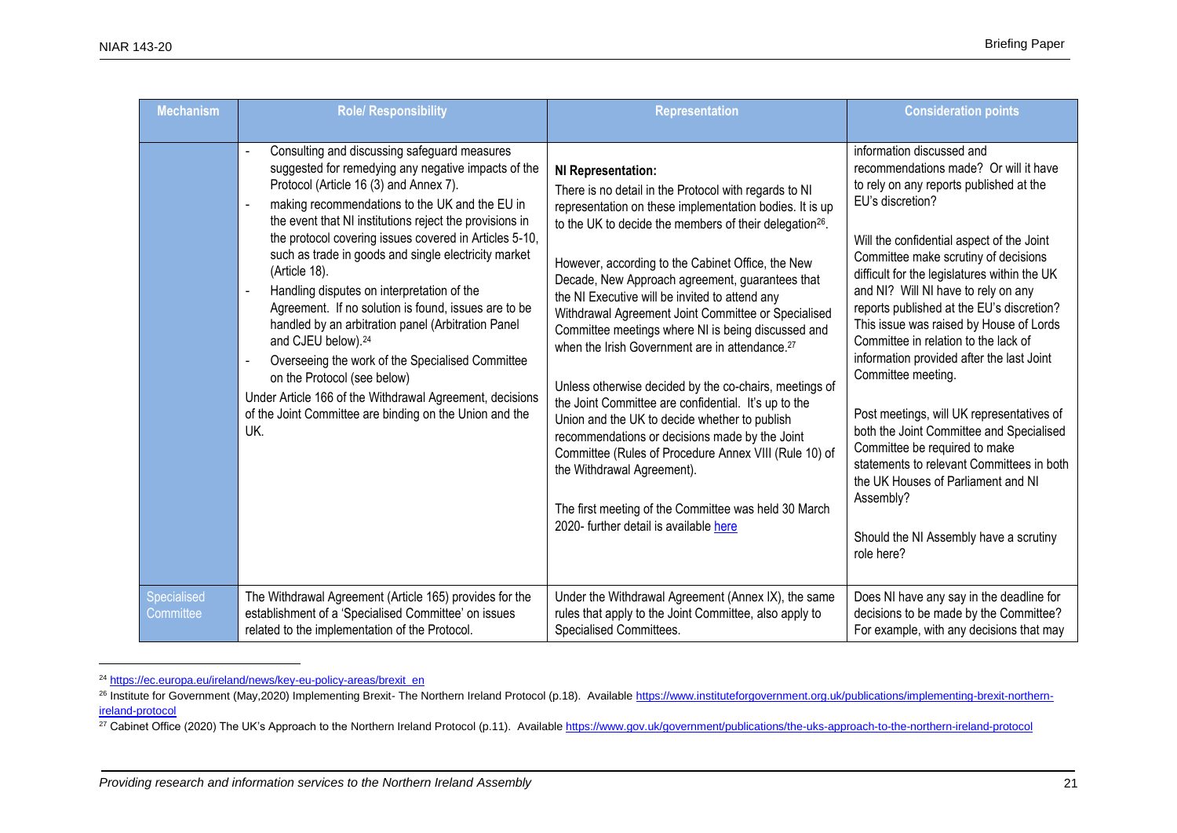| Mechanism | Role/ Responsibility | Representation | Consideration points |
|---|---|---|---|
| | - Consulting and discussing safeguard measures suggested for remedying any negative impacts of the Protocol (Article 16 (3) and Annex 7).<br>- making recommendations to the UK and the EU in the event that NI institutions reject the provisions in the protocol covering issues covered in Articles 5-10, such as trade in goods and single electricity market (Article 18).<br>- Handling disputes on interpretation of the Agreement. If no solution is found, issues are to be handled by an arbitration panel (Arbitration Panel and CJEU below).[24]<br>- Overseeing the work of the Specialised Committee on the Protocol (see below)<br>Under Article 166 of the Withdrawal Agreement, decisions of the Joint Committee are binding on the Union and the UK. | **NI Representation:**<br>There is no detail in the Protocol with regards to NI representation on these implementation bodies. It is up to the UK to decide the members of their delegation[26].<br><br>However, according to the Cabinet Office, the New Decade, New Approach agreement, guarantees that the NI Executive will be invited to attend any Withdrawal Agreement Joint Committee or Specialised Committee meetings where NI is being discussed and when the Irish Government are in attendance.[27]<br><br>Unless otherwise decided by the co-chairs, meetings of the Joint Committee are confidential. It's up to the Union and the UK to decide whether to publish recommendations or decisions made by the Joint Committee (Rules of Procedure Annex VIII (Rule 10) of the Withdrawal Agreement).<br><br>The first meeting of the Committee was held 30 March 2020- further detail is available [here] | information discussed and recommendations made? Or will it have to rely on any reports published at the EU's discretion?<br><br>Will the confidential aspect of the Joint Committee make scrutiny of decisions difficult for the legislatures within the UK and NI? Will NI have to rely on any reports published at the EU's discretion? This issue was raised by House of Lords Committee in relation to the lack of information provided after the last Joint Committee meeting.<br><br>Post meetings, will UK representatives of both the Joint Committee and Specialised Committee be required to make statements to relevant Committees in both the UK Houses of Parliament and NI Assembly?<br><br>Should the NI Assembly have a scrutiny role here? |
| Specialised Committee | The Withdrawal Agreement (Article 165) provides for the establishment of a 'Specialised Committee' on issues related to the implementation of the Protocol. | Under the Withdrawal Agreement (Annex IX), the same rules that apply to the Joint Committee, also apply to Specialised Committees. | Does NI have any say in the deadline for decisions to be made by the Committee? For example, with any decisions that may |

[24] https://ec.europa.eu/ireland/news/key-eu-policy-areas/brexit_en

[26] Institute for Government (May,2020) Implementing Brexit- The Northern Ireland Protocol (p.18). Available https://www.instituteforgovernment.org.uk/publications/implementing-brexit-northern-ireland-protocol

[27] Cabinet Office (2020) The UK's Approach to the Northern Ireland Protocol (p.11). Available https://www.gov.uk/government/publications/the-uks-approach-to-the-northern-ireland-protocol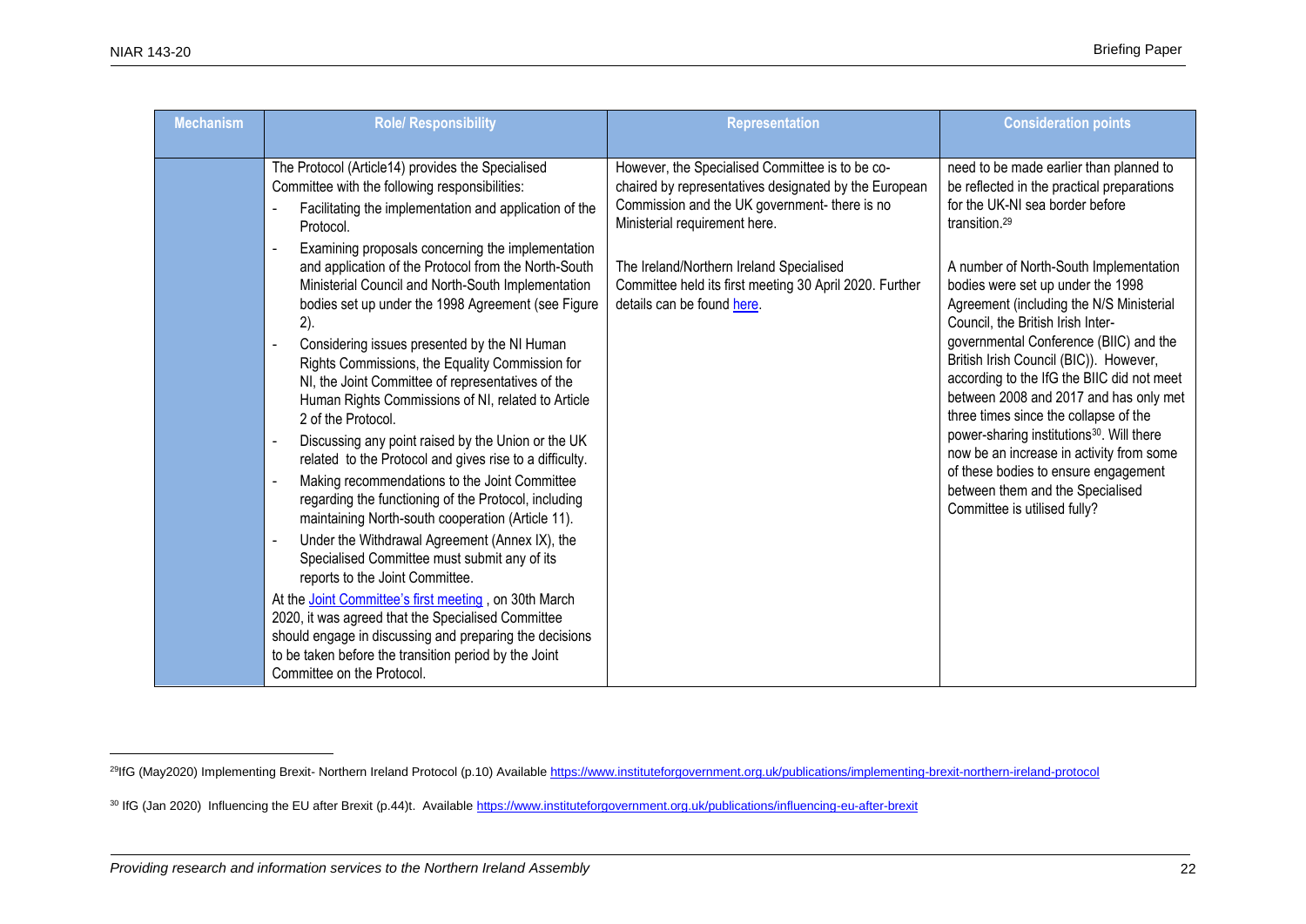| Mechanism | Role/ Responsibility | Representation | Consideration points |
| --- | --- | --- | --- |
| | The Protocol (Article14) provides the Specialised Committee with the following responsibilities:<br>- Facilitating the implementation and application of the Protocol.<br>- Examining proposals concerning the implementation and application of the Protocol from the North-South Ministerial Council and North-South Implementation bodies set up under the 1998 Agreement (see Figure 2).<br>- Considering issues presented by the NI Human Rights Commissions, the Equality Commission for NI, the Joint Committee of representatives of the Human Rights Commissions of NI, related to Article 2 of the Protocol.<br>- Discussing any point raised by the Union or the UK related to the Protocol and gives rise to a difficulty.<br>- Making recommendations to the Joint Committee regarding the functioning of the Protocol, including maintaining North-south cooperation (Article 11).<br>- Under the Withdrawal Agreement (Annex IX), the Specialised Committee must submit any of its reports to the Joint Committee.<br>At the Joint Committee's first meeting , on 30th March 2020, it was agreed that the Specialised Committee should engage in discussing and preparing the decisions to be taken before the transition period by the Joint Committee on the Protocol. | However, the Specialised Committee is to be co-chaired by representatives designated by the European Commission and the UK government- there is no Ministerial requirement here.<br><br>The Ireland/Northern Ireland Specialised Committee held its first meeting 30 April 2020. Further details can be found here. | need to be made earlier than planned to be reflected in the practical preparations for the UK-NI sea border before transition.[29]<br><br>A number of North-South Implementation bodies were set up under the 1998 Agreement (including the N/S Ministerial Council, the British Irish Inter-governmental Conference (BIIC) and the British Irish Council (BIC)). However, according to the IfG the BIIC did not meet between 2008 and 2017 and has only met three times since the collapse of the power-sharing institutions[30]. Will there now be an increase in activity from some of these bodies to ensure engagement between them and the Specialised Committee is utilised fully? |

[29] IfG (May2020) Implementing Brexit- Northern Ireland Protocol (p.10) Available https://www.instituteforgovernment.org.uk/publications/implementing-brexit-northern-ireland-protocol

[30] IfG (Jan 2020) Influencing the EU after Brexit (p.44)t. Available https://www.instituteforgovernment.org.uk/publications/influencing-eu-after-brexit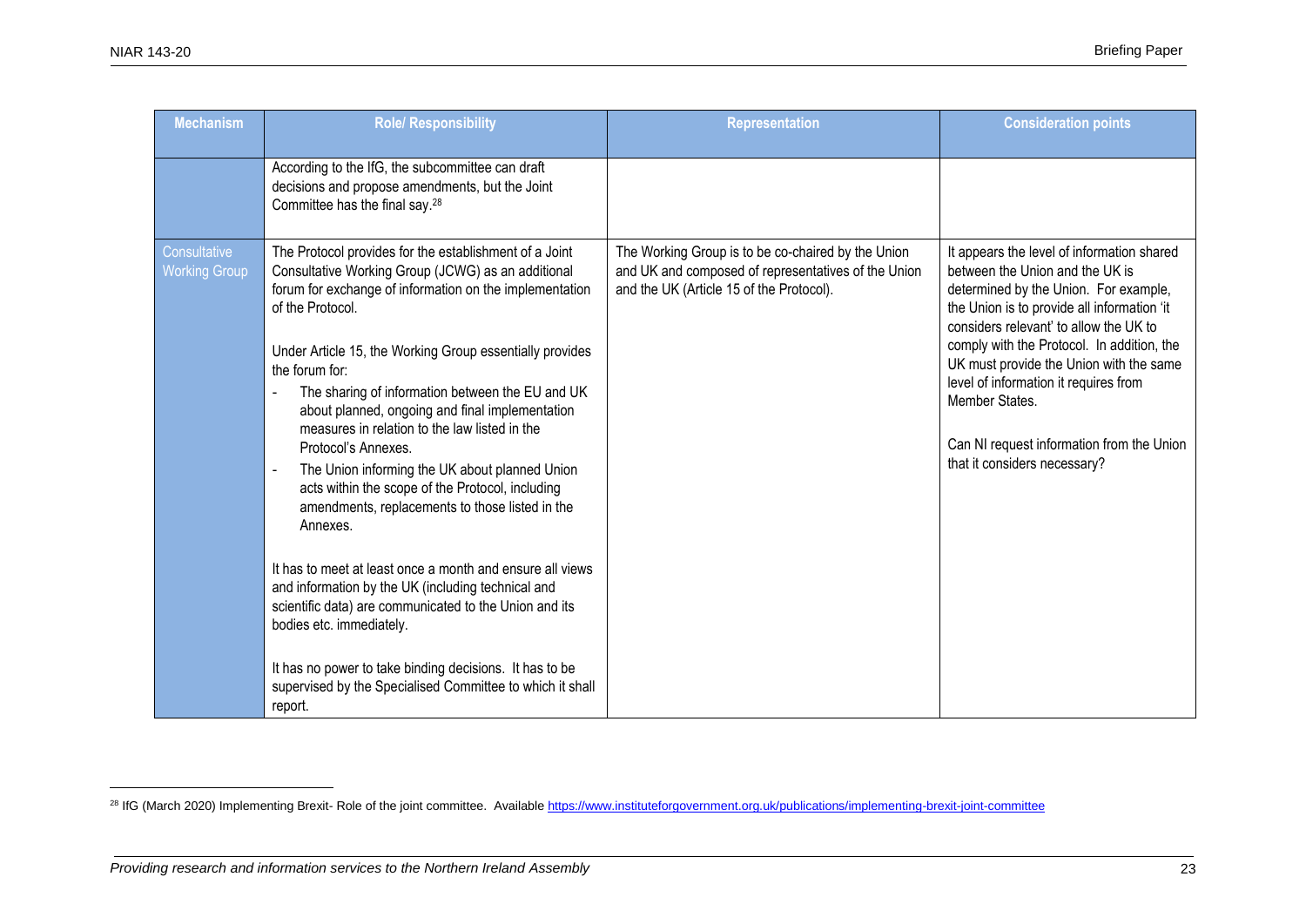| Mechanism | Role/ Responsibility | Representation | Consideration points |
|---|---|---|---|
| | According to the IfG, the subcommittee can draft decisions and propose amendments, but the Joint Committee has the final say.[28] | | |
| Consultative Working Group | The Protocol provides for the establishment of a Joint Consultative Working Group (JCWG) as an additional forum for exchange of information on the implementation of the Protocol.<br><br>Under Article 15, the Working Group essentially provides the forum for:<br>- The sharing of information between the EU and UK about planned, ongoing and final implementation measures in relation to the law listed in the Protocol's Annexes.<br>- The Union informing the UK about planned Union acts within the scope of the Protocol, including amendments, replacements to those listed in the Annexes.<br><br>It has to meet at least once a month and ensure all views and information by the UK (including technical and scientific data) are communicated to the Union and its bodies etc. immediately.<br><br>It has no power to take binding decisions. It has to be supervised by the Specialised Committee to which it shall report. | The Working Group is to be co-chaired by the Union and UK and composed of representatives of the Union and the UK (Article 15 of the Protocol). | It appears the level of information shared between the Union and the UK is determined by the Union. For example, the Union is to provide all information 'it considers relevant' to allow the UK to comply with the Protocol. In addition, the UK must provide the Union with the same level of information it requires from Member States.<br><br>Can NI request information from the Union that it considers necessary? |

[28] IfG (March 2020) Implementing Brexit- Role of the joint committee. Available https://www.instituteforgovernment.org.uk/publications/implementing-brexit-joint-committee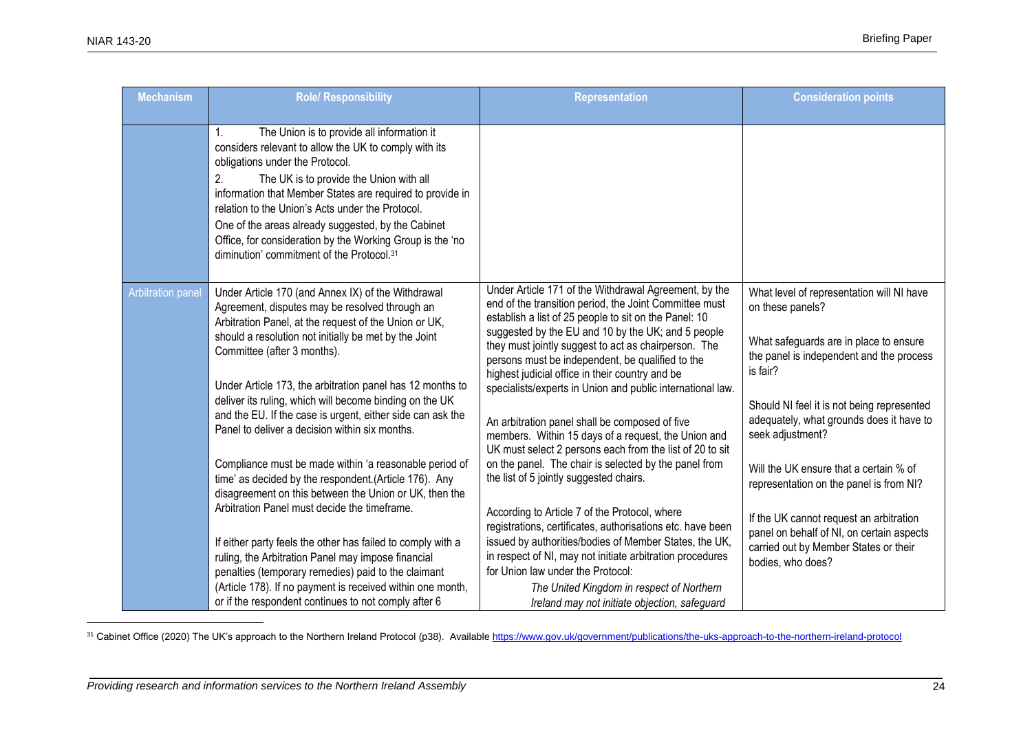| Mechanism | Role/ Responsibility | Representation | Consideration points |
|---|---|---|---|
| | 1. The Union is to provide all information it considers relevant to allow the UK to comply with its obligations under the Protocol.<br>2. The UK is to provide the Union with all information that Member States are required to provide in relation to the Union's Acts under the Protocol.<br>One of the areas already suggested, by the Cabinet Office, for consideration by the Working Group is the 'no diminution' commitment of the Protocol.[31] | | |
| Arbitration panel | Under Article 170 (and Annex IX) of the Withdrawal Agreement, disputes may be resolved through an Arbitration Panel, at the request of the Union or UK, should a resolution not initially be met by the Joint Committee (after 3 months).<br><br>Under Article 173, the arbitration panel has 12 months to deliver its ruling, which will become binding on the UK and the EU. If the case is urgent, either side can ask the Panel to deliver a decision within six months.<br><br>Compliance must be made within 'a reasonable period of time' as decided by the respondent.(Article 176). Any disagreement on this between the Union or UK, then the Arbitration Panel must decide the timeframe.<br><br>If either party feels the other has failed to comply with a ruling, the Arbitration Panel may impose financial penalties (temporary remedies) paid to the claimant (Article 178). If no payment is received within one month, or if the respondent continues to not comply after 6 | Under Article 171 of the Withdrawal Agreement, by the end of the transition period, the Joint Committee must establish a list of 25 people to sit on the Panel: 10 suggested by the EU and 10 by the UK; and 5 people they must jointly suggest to act as chairperson. The persons must be independent, be qualified to the highest judicial office in their country and be specialists/experts in Union and public international law.<br><br>An arbitration panel shall be composed of five members. Within 15 days of a request, the Union and UK must select 2 persons each from the list of 20 to sit on the panel. The chair is selected by the panel from the list of 5 jointly suggested chairs.<br><br>According to Article 7 of the Protocol, where registrations, certificates, authorisations etc. have been issued by authorities/bodies of Member States, the UK, in respect of NI, may not initiate arbitration procedures for Union law under the Protocol:<br>*The United Kingdom in respect of Northern Ireland may not initiate objection, safeguard* | What level of representation will NI have on these panels?<br><br>What safeguards are in place to ensure the panel is independent and the process is fair?<br><br>Should NI feel it is not being represented adequately, what grounds does it have to seek adjustment?<br><br>Will the UK ensure that a certain % of representation on the panel is from NI?<br><br>If the UK cannot request an arbitration panel on behalf of NI, on certain aspects carried out by Member States or their bodies, who does? |

[31] Cabinet Office (2020) The UK's approach to the Northern Ireland Protocol (p38). Available https://www.gov.uk/government/publications/the-uks-approach-to-the-northern-ireland-protocol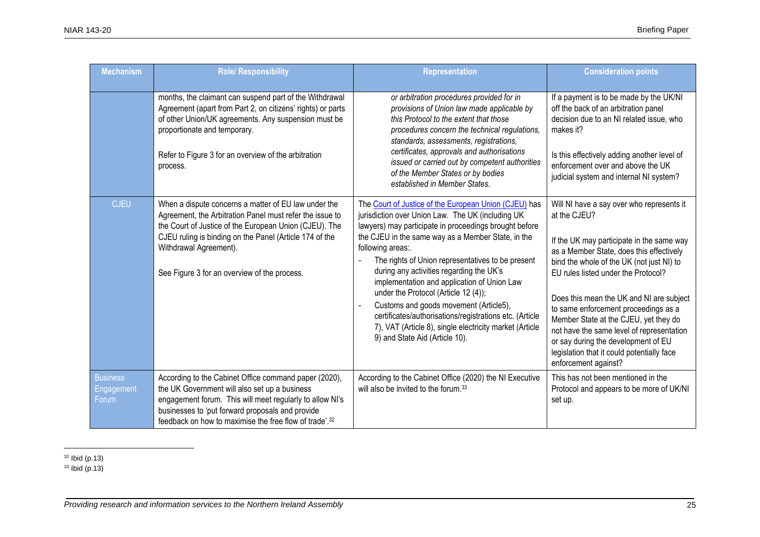| Mechanism | Role/ Responsibility | Representation | Consideration points |
|---|---|---|---|
| | months, the claimant can suspend part of the Withdrawal Agreement (apart from Part 2, on citizens' rights) or parts of other Union/UK agreements. Any suspension must be proportionate and temporary.<br><br>Refer to Figure 3 for an overview of the arbitration process. | *or arbitration procedures provided for in provisions of Union law made applicable by this Protocol to the extent that those procedures concern the technical regulations, standards, assessments, registrations, certificates, approvals and authorisations issued or carried out by competent authorities of the Member States or by bodies established in Member States.* | If a payment is to be made by the UK/NI off the back of an arbitration panel decision due to an NI related issue, who makes it?<br><br>Is this effectively adding another level of enforcement over and above the UK judicial system and internal NI system? |
| CJEU | When a dispute concerns a matter of EU law under the Agreement, the Arbitration Panel must refer the issue to the Court of Justice of the European Union (CJEU). The CJEU ruling is binding on the Panel (Article 174 of the Withdrawal Agreement).<br><br>See Figure 3 for an overview of the process. | The Court of Justice of the European Union (CJEU) has jurisdiction over Union Law. The UK (including UK lawyers) may participate in proceedings brought before the CJEU in the same way as a Member State, in the following areas:.<br>- The rights of Union representatives to be present during any activities regarding the UK's implementation and application of Union Law under the Protocol (Article 12 (4));<br>- Customs and goods movement (Article5), certificates/authorisations/registrations etc. (Article 7), VAT (Article 8), single electricity market (Article 9) and State Aid (Article 10). | Will NI have a say over who represents it at the CJEU?<br><br>If the UK may participate in the same way as a Member State, does this effectively bind the whole of the UK (not just NI) to EU rules listed under the Protocol?<br><br>Does this mean the UK and NI are subject to same enforcement proceedings as a Member State at the CJEU, yet they do not have the same level of representation or say during the development of EU legislation that it could potentially face enforcement against? |
| Business Engagement Forum | According to the Cabinet Office command paper (2020), the UK Government will also set up a business engagement forum. This will meet regularly to allow NI's businesses to 'put forward proposals and provide feedback on how to maximise the free flow of trade'.[32] | According to the Cabinet Office (2020) the NI Executive will also be invited to the forum.[33] | This has not been mentioned in the Protocol and appears to be more of UK/NI set up. |

[32] Ibid (p.13)
[33] Ibid (p.13)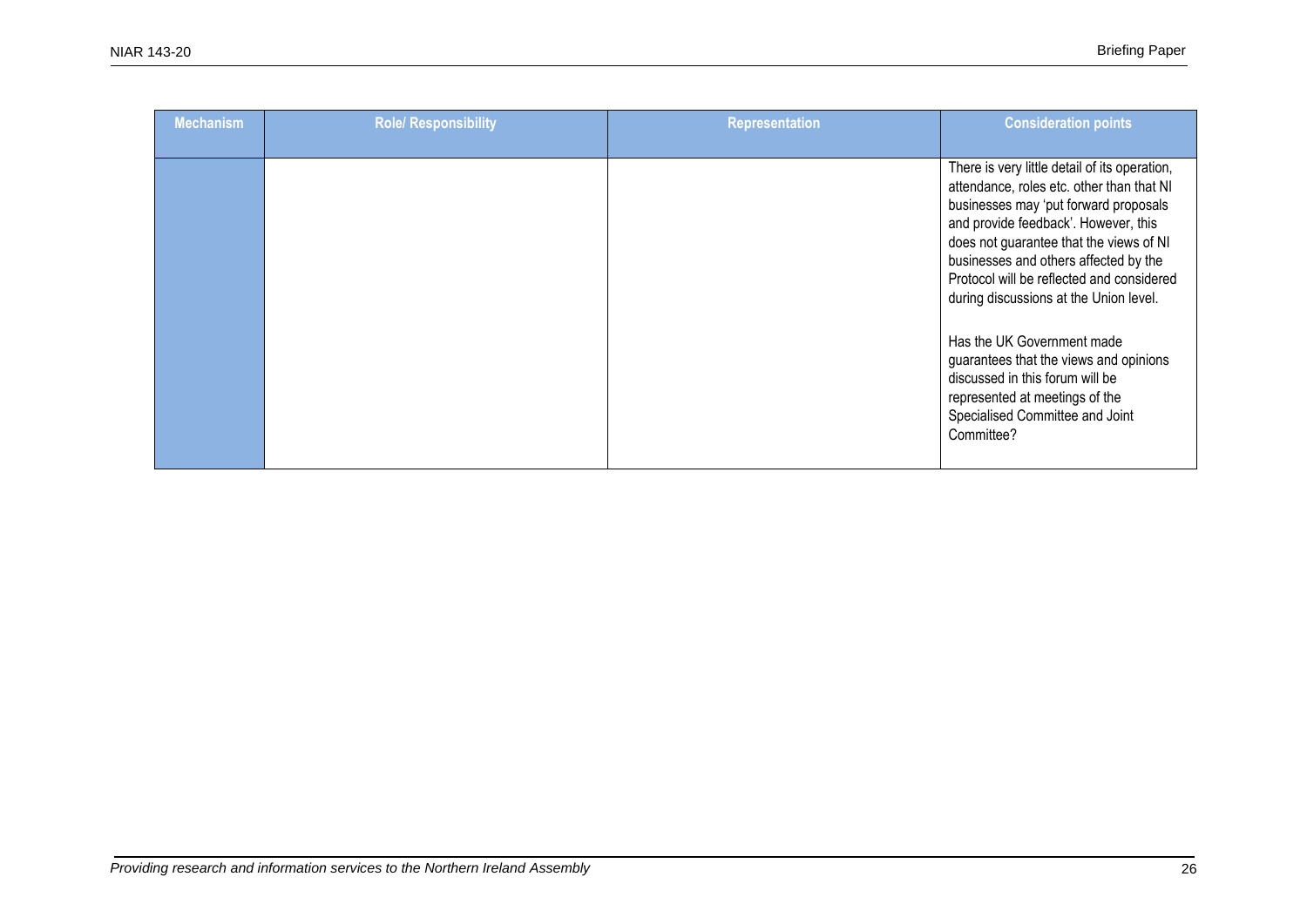| Mechanism | Role/ Responsibility | Representation | Consideration points |
| --- | --- | --- | --- |
| | | | There is very little detail of its operation, attendance, roles etc. other than that NI businesses may 'put forward proposals and provide feedback'. However, this does not guarantee that the views of NI businesses and others affected by the Protocol will be reflected and considered during discussions at the Union level.<br><br>Has the UK Government made guarantees that the views and opinions discussed in this forum will be represented at meetings of the Specialised Committee and Joint Committee? |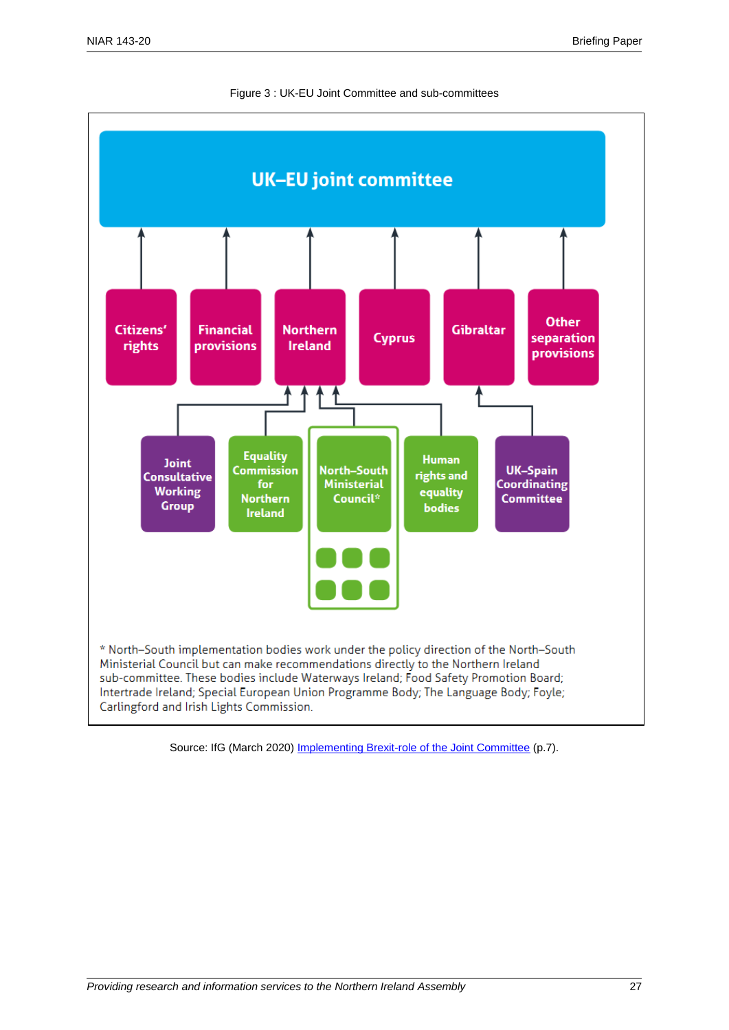Figure 3 : UK-EU Joint Committee and sub-committees

**UK–EU joint committee**

Citizens' rights

Financial provisions

Northern Ireland

Cyprus

Gibraltar

Other separation provisions

Joint Consultative Working Group

Equality Commission for Northern Ireland

North–South Ministerial Council*

Human rights and equality bodies

UK–Spain Coordinating Committee

\* North–South implementation bodies work under the policy direction of the North–South Ministerial Council but can make recommendations directly to the Northern Ireland sub-committee. These bodies include Waterways Ireland; Food Safety Promotion Board; Intertrade Ireland; Special European Union Programme Body; The Language Body; Foyle; Carlingford and Irish Lights Commission.

Source: IfG (March 2020) [Implementing Brexit-role of the Joint Committee](#) (p.7).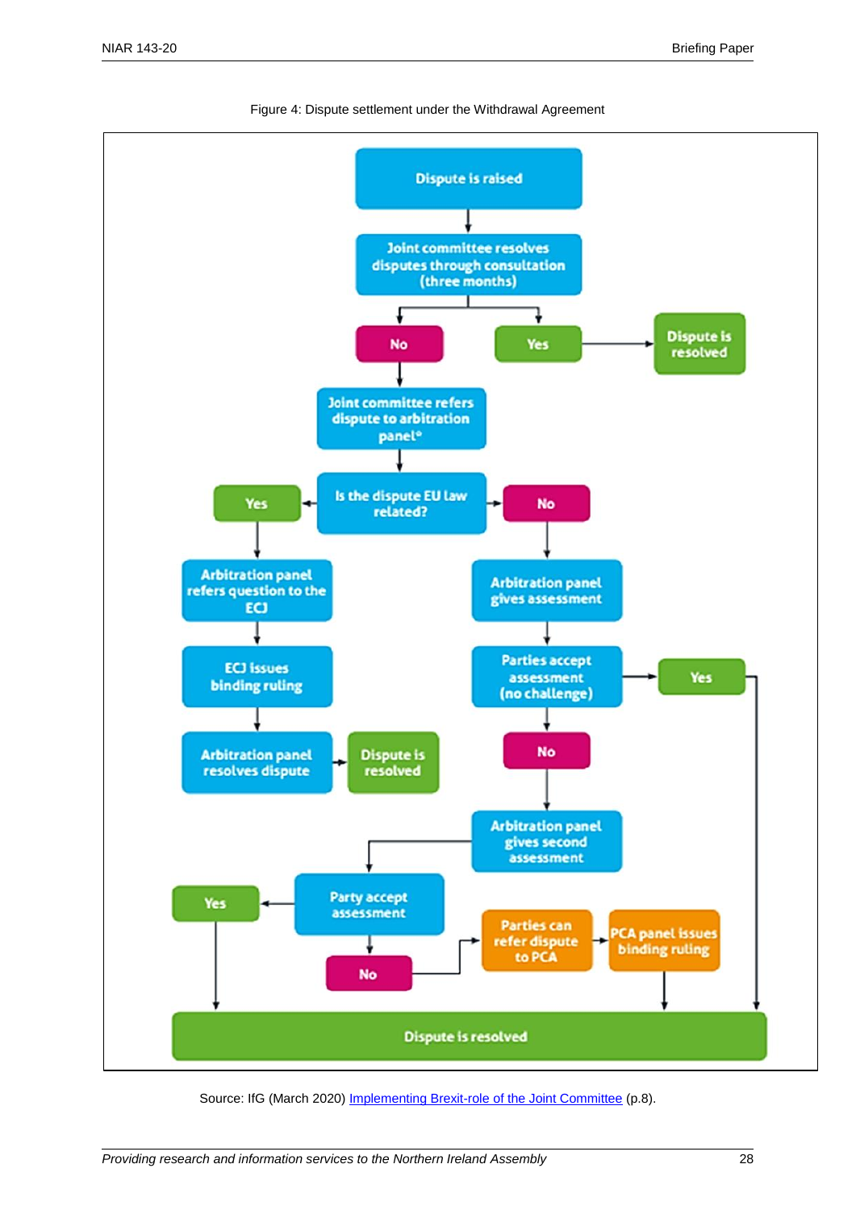Figure 4: Dispute settlement under the Withdrawal Agreement

- Dispute is raised
- Joint committee resolves disputes through consultation (three months)
  - Yes → Dispute is resolved
  - No → Joint committee refers dispute to arbitration panel*
- Is the dispute EU law related?
  - Yes → Arbitration panel refers question to the ECJ → ECJ issues binding ruling → Arbitration panel resolves dispute → Dispute is resolved
  - No → Arbitration panel gives assessment → Parties accept assessment (no challenge)
    - Yes → Dispute is resolved
    - No → Arbitration panel gives second assessment → Party accept assessment
      - Yes → Dispute is resolved
      - No → Parties can refer dispute to PCA → PCA panel issues binding ruling → Dispute is resolved

Source: IfG (March 2020) [Implementing Brexit-role of the Joint Committee]() (p.8).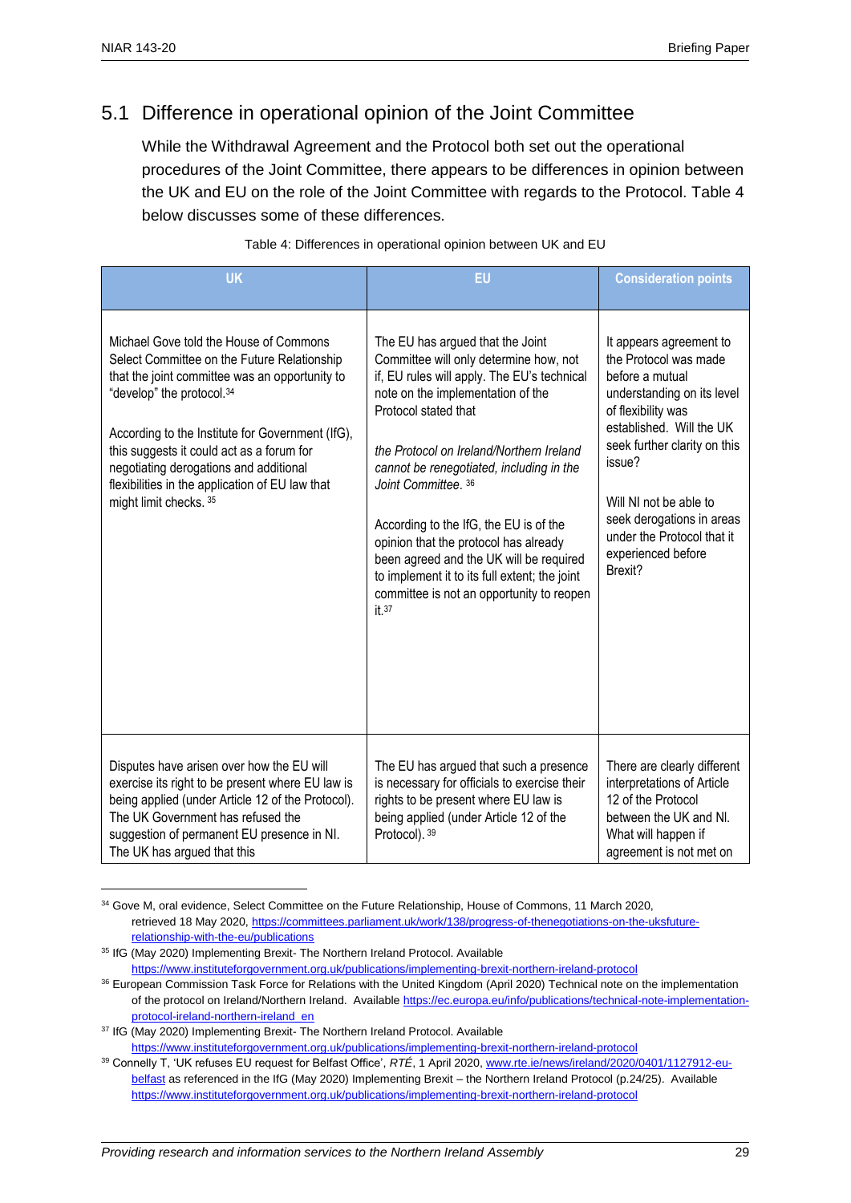## 5.1 Difference in operational opinion of the Joint Committee

While the Withdrawal Agreement and the Protocol both set out the operational procedures of the Joint Committee, there appears to be differences in opinion between the UK and EU on the role of the Joint Committee with regards to the Protocol. Table 4 below discusses some of these differences.

Table 4: Differences in operational opinion between UK and EU

| UK | EU | Consideration points |
|---|---|---|
| Michael Gove told the House of Commons Select Committee on the Future Relationship that the joint committee was an opportunity to "develop" the protocol.[34]<br><br>According to the Institute for Government (IfG), this suggests it could act as a forum for negotiating derogations and additional flexibilities in the application of EU law that might limit checks.[35] | The EU has argued that the Joint Committee will only determine how, not if, EU rules will apply. The EU's technical note on the implementation of the Protocol stated that<br><br>*the Protocol on Ireland/Northern Ireland cannot be renegotiated, including in the Joint Committee.*[36]<br><br>According to the IfG, the EU is of the opinion that the protocol has already been agreed and the UK will be required to implement it to its full extent; the joint committee is not an opportunity to reopen it.[37] | It appears agreement to the Protocol was made before a mutual understanding on its level of flexibility was established. Will the UK seek further clarity on this issue?<br><br>Will NI not be able to seek derogations in areas under the Protocol that it experienced before Brexit? |
| Disputes have arisen over how the EU will exercise its right to be present where EU law is being applied (under Article 12 of the Protocol). The UK Government has refused the suggestion of permanent EU presence in NI. The UK has argued that this | The EU has argued that such a presence is necessary for officials to exercise their rights to be present where EU law is being applied (under Article 12 of the Protocol).[39] | There are clearly different interpretations of Article 12 of the Protocol between the UK and NI. What will happen if agreement is not met on |

[34] Gove M, oral evidence, Select Committee on the Future Relationship, House of Commons, 11 March 2020, retrieved 18 May 2020, https://committees.parliament.uk/work/138/progress-of-thenegotiations-on-the-uksfuture-relationship-with-the-eu/publications

[35] IfG (May 2020) Implementing Brexit- The Northern Ireland Protocol. Available https://www.instituteforgovernment.org.uk/publications/implementing-brexit-northern-ireland-protocol

[36] European Commission Task Force for Relations with the United Kingdom (April 2020) Technical note on the implementation of the protocol on Ireland/Northern Ireland. Available https://ec.europa.eu/info/publications/technical-note-implementation-protocol-ireland-northern-ireland_en

[37] IfG (May 2020) Implementing Brexit- The Northern Ireland Protocol. Available https://www.instituteforgovernment.org.uk/publications/implementing-brexit-northern-ireland-protocol

[39] Connelly T, 'UK refuses EU request for Belfast Office', *RTÉ*, 1 April 2020, www.rte.ie/news/ireland/2020/0401/1127912-eu-belfast as referenced in the IfG (May 2020) Implementing Brexit – the Northern Ireland Protocol (p.24/25). Available https://www.instituteforgovernment.org.uk/publications/implementing-brexit-northern-ireland-protocol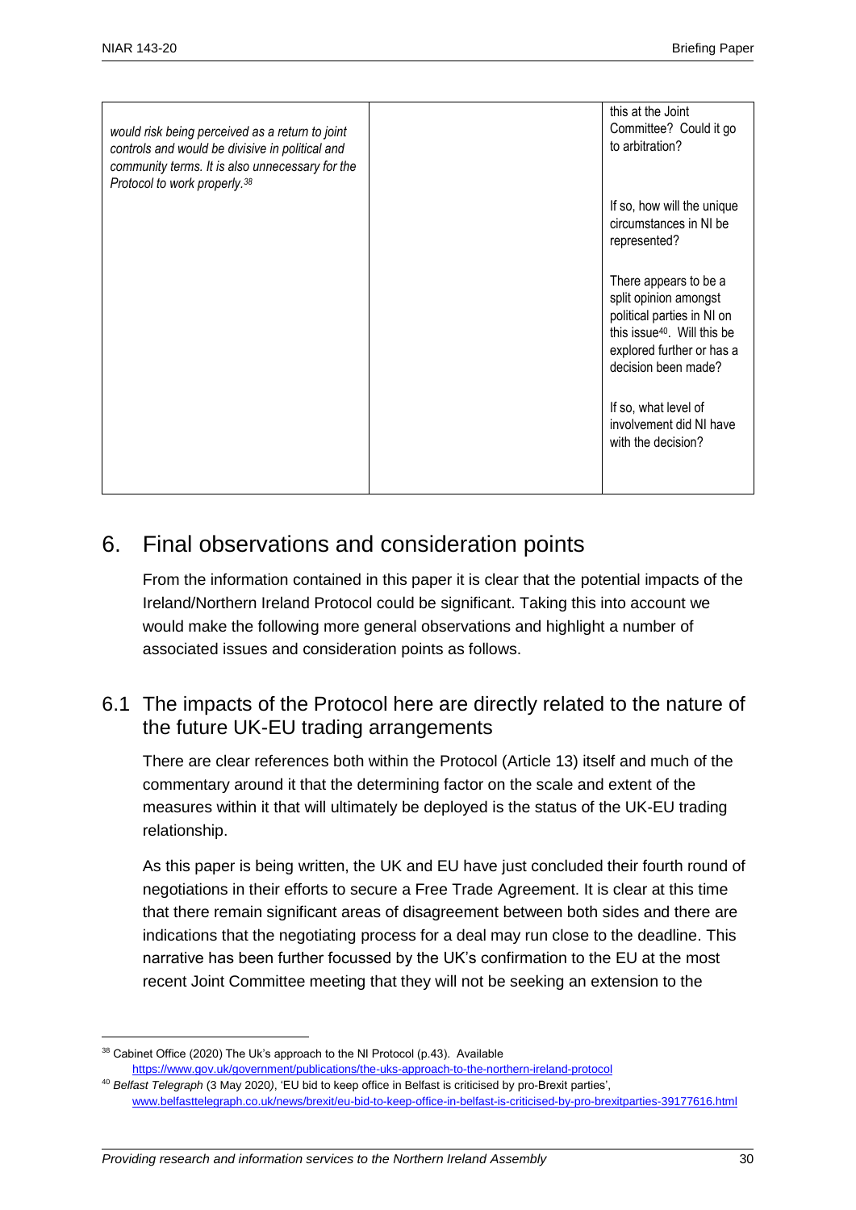| | | |
|---|---|---|
| *would risk being perceived as a return to joint controls and would be divisive in political and community terms. It is also unnecessary for the Protocol to work properly.*[38] | | this at the Joint Committee? Could it go to arbitration?<br><br>If so, how will the unique circumstances in NI be represented?<br><br>There appears to be a split opinion amongst political parties in NI on this issue[40]. Will this be explored further or has a decision been made?<br><br>If so, what level of involvement did NI have with the decision? |

# 6. Final observations and consideration points

From the information contained in this paper it is clear that the potential impacts of the Ireland/Northern Ireland Protocol could be significant. Taking this into account we would make the following more general observations and highlight a number of associated issues and consideration points as follows.

## 6.1 The impacts of the Protocol here are directly related to the nature of the future UK-EU trading arrangements

There are clear references both within the Protocol (Article 13) itself and much of the commentary around it that the determining factor on the scale and extent of the measures within it that will ultimately be deployed is the status of the UK-EU trading relationship.

As this paper is being written, the UK and EU have just concluded their fourth round of negotiations in their efforts to secure a Free Trade Agreement. It is clear at this time that there remain significant areas of disagreement between both sides and there are indications that the negotiating process for a deal may run close to the deadline. This narrative has been further focussed by the UK's confirmation to the EU at the most recent Joint Committee meeting that they will not be seeking an extension to the

---

[38] Cabinet Office (2020) The Uk's approach to the NI Protocol (p.43). Available https://www.gov.uk/government/publications/the-uks-approach-to-the-northern-ireland-protocol

[40] *Belfast Telegraph* (3 May 2020), 'EU bid to keep office in Belfast is criticised by pro-Brexit parties', www.belfasttelegraph.co.uk/news/brexit/eu-bid-to-keep-office-in-belfast-is-criticised-by-pro-brexitparties-39177616.html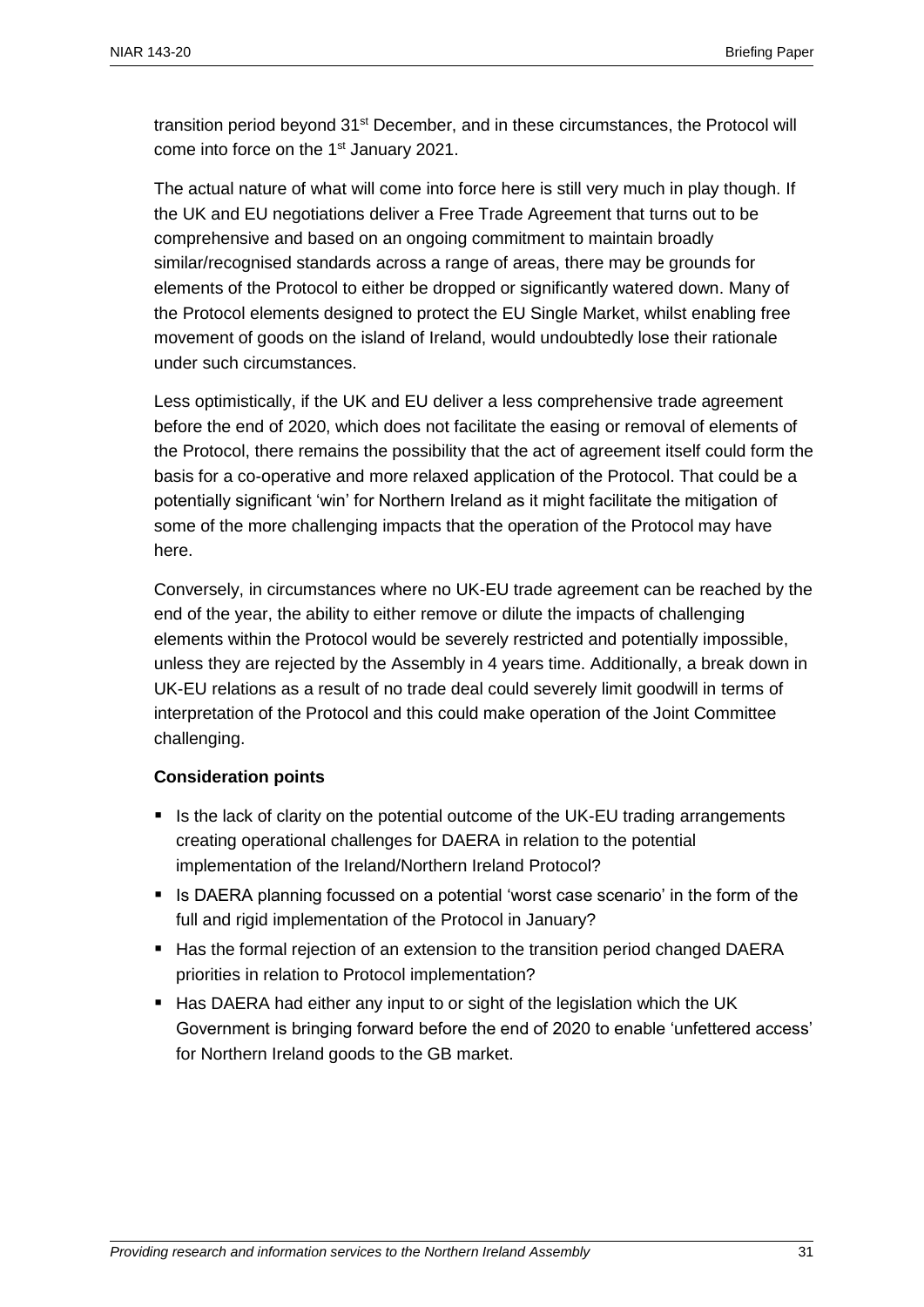transition period beyond 31st December, and in these circumstances, the Protocol will come into force on the 1st January 2021.

The actual nature of what will come into force here is still very much in play though. If the UK and EU negotiations deliver a Free Trade Agreement that turns out to be comprehensive and based on an ongoing commitment to maintain broadly similar/recognised standards across a range of areas, there may be grounds for elements of the Protocol to either be dropped or significantly watered down. Many of the Protocol elements designed to protect the EU Single Market, whilst enabling free movement of goods on the island of Ireland, would undoubtedly lose their rationale under such circumstances.

Less optimistically, if the UK and EU deliver a less comprehensive trade agreement before the end of 2020, which does not facilitate the easing or removal of elements of the Protocol, there remains the possibility that the act of agreement itself could form the basis for a co-operative and more relaxed application of the Protocol. That could be a potentially significant 'win' for Northern Ireland as it might facilitate the mitigation of some of the more challenging impacts that the operation of the Protocol may have here.

Conversely, in circumstances where no UK-EU trade agreement can be reached by the end of the year, the ability to either remove or dilute the impacts of challenging elements within the Protocol would be severely restricted and potentially impossible, unless they are rejected by the Assembly in 4 years time. Additionally, a break down in UK-EU relations as a result of no trade deal could severely limit goodwill in terms of interpretation of the Protocol and this could make operation of the Joint Committee challenging.

**Consideration points**

- Is the lack of clarity on the potential outcome of the UK-EU trading arrangements creating operational challenges for DAERA in relation to the potential implementation of the Ireland/Northern Ireland Protocol?
- Is DAERA planning focussed on a potential 'worst case scenario' in the form of the full and rigid implementation of the Protocol in January?
- Has the formal rejection of an extension to the transition period changed DAERA priorities in relation to Protocol implementation?
- Has DAERA had either any input to or sight of the legislation which the UK Government is bringing forward before the end of 2020 to enable 'unfettered access' for Northern Ireland goods to the GB market.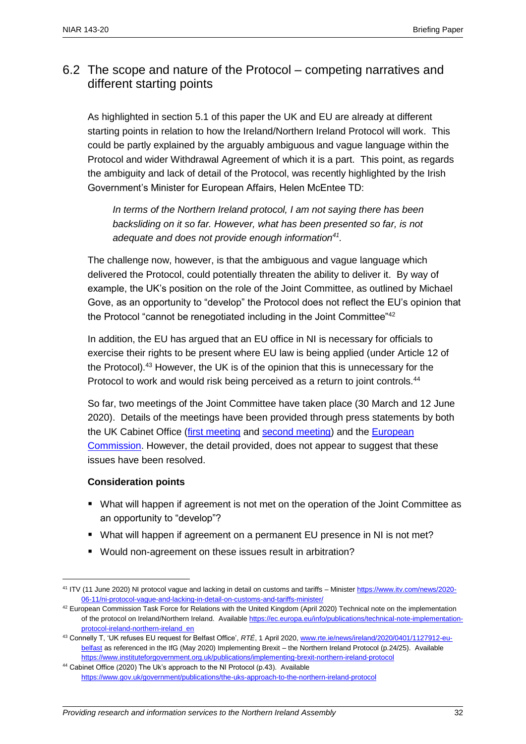## 6.2 The scope and nature of the Protocol – competing narratives and different starting points

As highlighted in section 5.1 of this paper the UK and EU are already at different starting points in relation to how the Ireland/Northern Ireland Protocol will work. This could be partly explained by the arguably ambiguous and vague language within the Protocol and wider Withdrawal Agreement of which it is a part. This point, as regards the ambiguity and lack of detail of the Protocol, was recently highlighted by the Irish Government's Minister for European Affairs, Helen McEntee TD:

> *In terms of the Northern Ireland protocol, I am not saying there has been backsliding on it so far. However, what has been presented so far, is not adequate and does not provide enough information[41].*

The challenge now, however, is that the ambiguous and vague language which delivered the Protocol, could potentially threaten the ability to deliver it. By way of example, the UK's position on the role of the Joint Committee, as outlined by Michael Gove, as an opportunity to "develop" the Protocol does not reflect the EU's opinion that the Protocol "cannot be renegotiated including in the Joint Committee"[42]

In addition, the EU has argued that an EU office in NI is necessary for officials to exercise their rights to be present where EU law is being applied (under Article 12 of the Protocol).[43] However, the UK is of the opinion that this is unnecessary for the Protocol to work and would risk being perceived as a return to joint controls.[44]

So far, two meetings of the Joint Committee have taken place (30 March and 12 June 2020). Details of the meetings have been provided through press statements by both the UK Cabinet Office (first meeting and second meeting) and the European Commission. However, the detail provided, does not appear to suggest that these issues have been resolved.

**Consideration points**

- What will happen if agreement is not met on the operation of the Joint Committee as an opportunity to "develop"?
- What will happen if agreement on a permanent EU presence in NI is not met?
- Would non-agreement on these issues result in arbitration?

---

[41] ITV (11 June 2020) NI protocol vague and lacking in detail on customs and tariffs – Minister https://www.itv.com/news/2020-06-11/ni-protocol-vague-and-lacking-in-detail-on-customs-and-tariffs-minister/

[42] European Commission Task Force for Relations with the United Kingdom (April 2020) Technical note on the implementation of the protocol on Ireland/Northern Ireland. Available https://ec.europa.eu/info/publications/technical-note-implementation-protocol-ireland-northern-ireland_en

[43] Connelly T, 'UK refuses EU request for Belfast Office', *RTÉ*, 1 April 2020, www.rte.ie/news/ireland/2020/0401/1127912-eu-belfast as referenced in the IfG (May 2020) Implementing Brexit – the Northern Ireland Protocol (p.24/25). Available https://www.instituteforgovernment.org.uk/publications/implementing-brexit-northern-ireland-protocol

[44] Cabinet Office (2020) The Uk's approach to the NI Protocol (p.43). Available https://www.gov.uk/government/publications/the-uks-approach-to-the-northern-ireland-protocol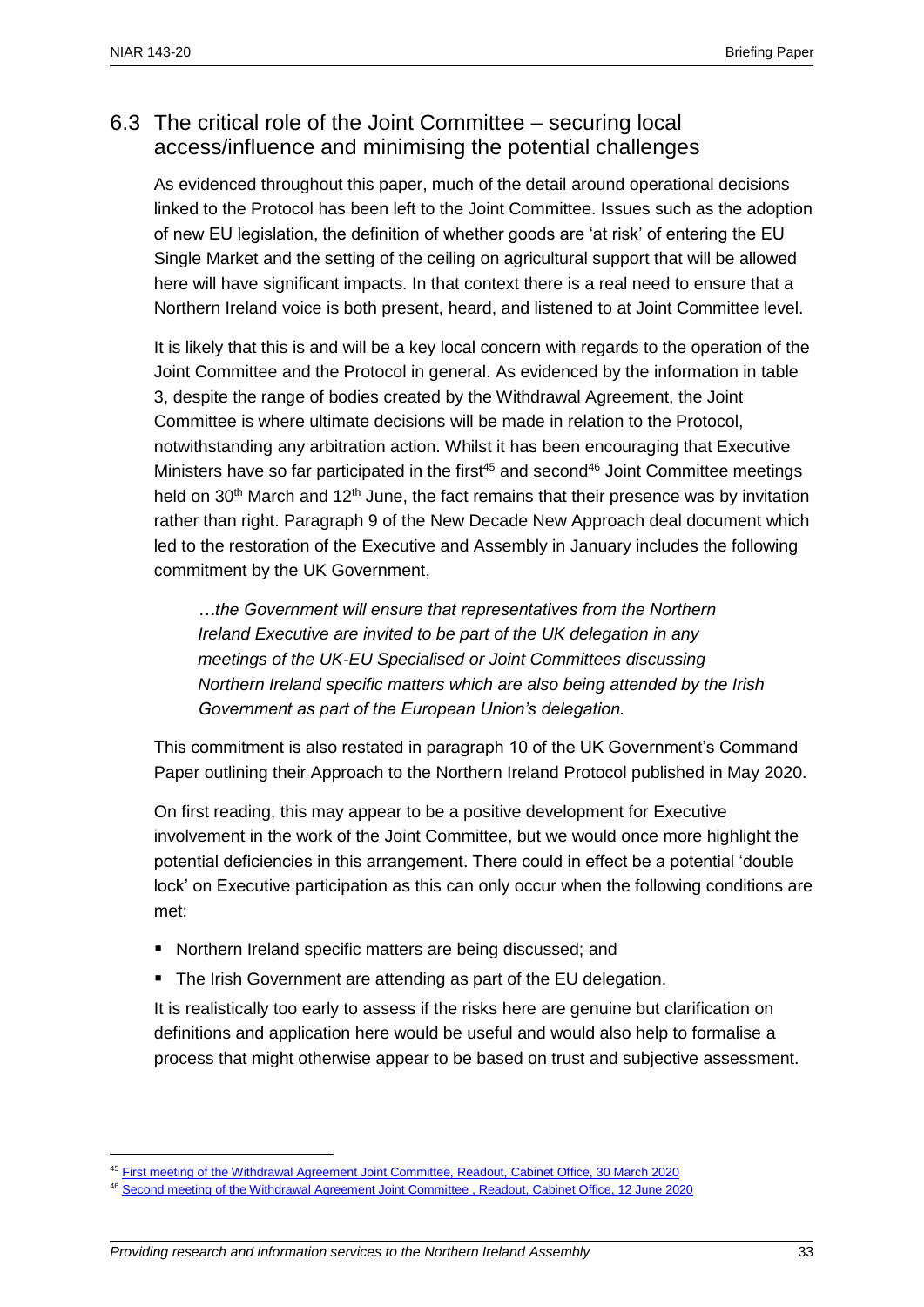## 6.3 The critical role of the Joint Committee – securing local access/influence and minimising the potential challenges

As evidenced throughout this paper, much of the detail around operational decisions linked to the Protocol has been left to the Joint Committee. Issues such as the adoption of new EU legislation, the definition of whether goods are 'at risk' of entering the EU Single Market and the setting of the ceiling on agricultural support that will be allowed here will have significant impacts. In that context there is a real need to ensure that a Northern Ireland voice is both present, heard, and listened to at Joint Committee level.

It is likely that this is and will be a key local concern with regards to the operation of the Joint Committee and the Protocol in general. As evidenced by the information in table 3, despite the range of bodies created by the Withdrawal Agreement, the Joint Committee is where ultimate decisions will be made in relation to the Protocol, notwithstanding any arbitration action. Whilst it has been encouraging that Executive Ministers have so far participated in the first[45] and second[46] Joint Committee meetings held on 30th March and 12th June, the fact remains that their presence was by invitation rather than right. Paragraph 9 of the New Decade New Approach deal document which led to the restoration of the Executive and Assembly in January includes the following commitment by the UK Government,

> *…the Government will ensure that representatives from the Northern Ireland Executive are invited to be part of the UK delegation in any meetings of the UK-EU Specialised or Joint Committees discussing Northern Ireland specific matters which are also being attended by the Irish Government as part of the European Union's delegation.*

This commitment is also restated in paragraph 10 of the UK Government's Command Paper outlining their Approach to the Northern Ireland Protocol published in May 2020.

On first reading, this may appear to be a positive development for Executive involvement in the work of the Joint Committee, but we would once more highlight the potential deficiencies in this arrangement. There could in effect be a potential 'double lock' on Executive participation as this can only occur when the following conditions are met:

- Northern Ireland specific matters are being discussed; and
- The Irish Government are attending as part of the EU delegation.

It is realistically too early to assess if the risks here are genuine but clarification on definitions and application here would be useful and would also help to formalise a process that might otherwise appear to be based on trust and subjective assessment.

---

[45] First meeting of the Withdrawal Agreement Joint Committee, Readout, Cabinet Office, 30 March 2020

[46] Second meeting of the Withdrawal Agreement Joint Committee , Readout, Cabinet Office, 12 June 2020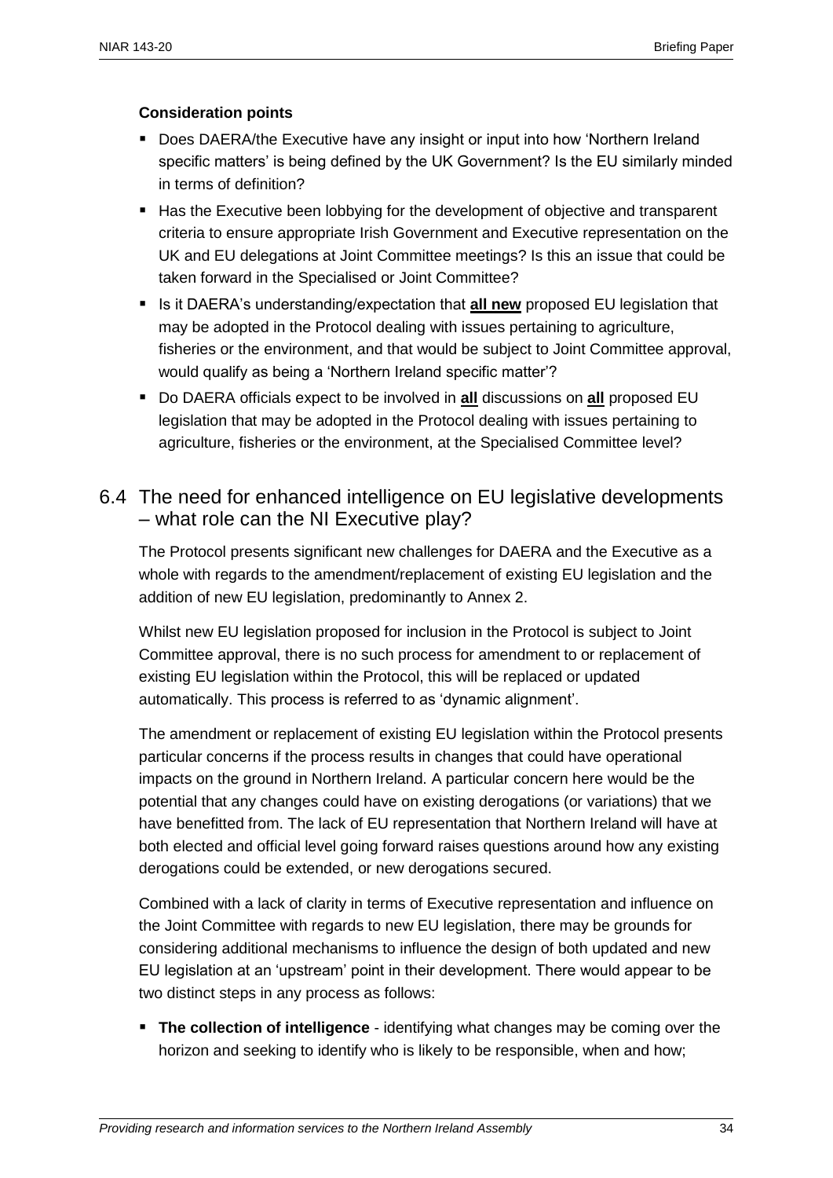**Consideration points**

- Does DAERA/the Executive have any insight or input into how 'Northern Ireland specific matters' is being defined by the UK Government? Is the EU similarly minded in terms of definition?
- Has the Executive been lobbying for the development of objective and transparent criteria to ensure appropriate Irish Government and Executive representation on the UK and EU delegations at Joint Committee meetings? Is this an issue that could be taken forward in the Specialised or Joint Committee?
- Is it DAERA's understanding/expectation that **all new** proposed EU legislation that may be adopted in the Protocol dealing with issues pertaining to agriculture, fisheries or the environment, and that would be subject to Joint Committee approval, would qualify as being a 'Northern Ireland specific matter'?
- Do DAERA officials expect to be involved in **all** discussions on **all** proposed EU legislation that may be adopted in the Protocol dealing with issues pertaining to agriculture, fisheries or the environment, at the Specialised Committee level?

## 6.4 The need for enhanced intelligence on EU legislative developments – what role can the NI Executive play?

The Protocol presents significant new challenges for DAERA and the Executive as a whole with regards to the amendment/replacement of existing EU legislation and the addition of new EU legislation, predominantly to Annex 2.

Whilst new EU legislation proposed for inclusion in the Protocol is subject to Joint Committee approval, there is no such process for amendment to or replacement of existing EU legislation within the Protocol, this will be replaced or updated automatically. This process is referred to as 'dynamic alignment'.

The amendment or replacement of existing EU legislation within the Protocol presents particular concerns if the process results in changes that could have operational impacts on the ground in Northern Ireland. A particular concern here would be the potential that any changes could have on existing derogations (or variations) that we have benefitted from. The lack of EU representation that Northern Ireland will have at both elected and official level going forward raises questions around how any existing derogations could be extended, or new derogations secured.

Combined with a lack of clarity in terms of Executive representation and influence on the Joint Committee with regards to new EU legislation, there may be grounds for considering additional mechanisms to influence the design of both updated and new EU legislation at an 'upstream' point in their development. There would appear to be two distinct steps in any process as follows:

- **The collection of intelligence** - identifying what changes may be coming over the horizon and seeking to identify who is likely to be responsible, when and how;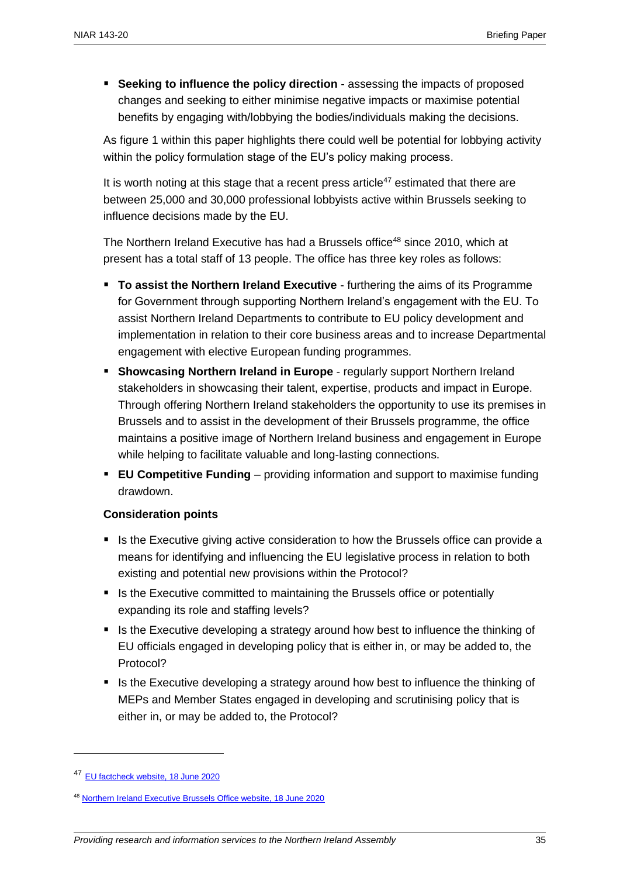- **Seeking to influence the policy direction** - assessing the impacts of proposed changes and seeking to either minimise negative impacts or maximise potential benefits by engaging with/lobbying the bodies/individuals making the decisions.

As figure 1 within this paper highlights there could well be potential for lobbying activity within the policy formulation stage of the EU's policy making process.

It is worth noting at this stage that a recent press article[47] estimated that there are between 25,000 and 30,000 professional lobbyists active within Brussels seeking to influence decisions made by the EU.

The Northern Ireland Executive has had a Brussels office[48] since 2010, which at present has a total staff of 13 people. The office has three key roles as follows:

- **To assist the Northern Ireland Executive** - furthering the aims of its Programme for Government through supporting Northern Ireland's engagement with the EU. To assist Northern Ireland Departments to contribute to EU policy development and implementation in relation to their core business areas and to increase Departmental engagement with elective European funding programmes.
- **Showcasing Northern Ireland in Europe** - regularly support Northern Ireland stakeholders in showcasing their talent, expertise, products and impact in Europe. Through offering Northern Ireland stakeholders the opportunity to use its premises in Brussels and to assist in the development of their Brussels programme, the office maintains a positive image of Northern Ireland business and engagement in Europe while helping to facilitate valuable and long-lasting connections.
- **EU Competitive Funding** – providing information and support to maximise funding drawdown.

**Consideration points**

- Is the Executive giving active consideration to how the Brussels office can provide a means for identifying and influencing the EU legislative process in relation to both existing and potential new provisions within the Protocol?
- Is the Executive committed to maintaining the Brussels office or potentially expanding its role and staffing levels?
- Is the Executive developing a strategy around how best to influence the thinking of EU officials engaged in developing policy that is either in, or may be added to, the Protocol?
- Is the Executive developing a strategy around how best to influence the thinking of MEPs and Member States engaged in developing and scrutinising policy that is either in, or may be added to, the Protocol?

---

[47] EU factcheck website, 18 June 2020

[48] Northern Ireland Executive Brussels Office website, 18 June 2020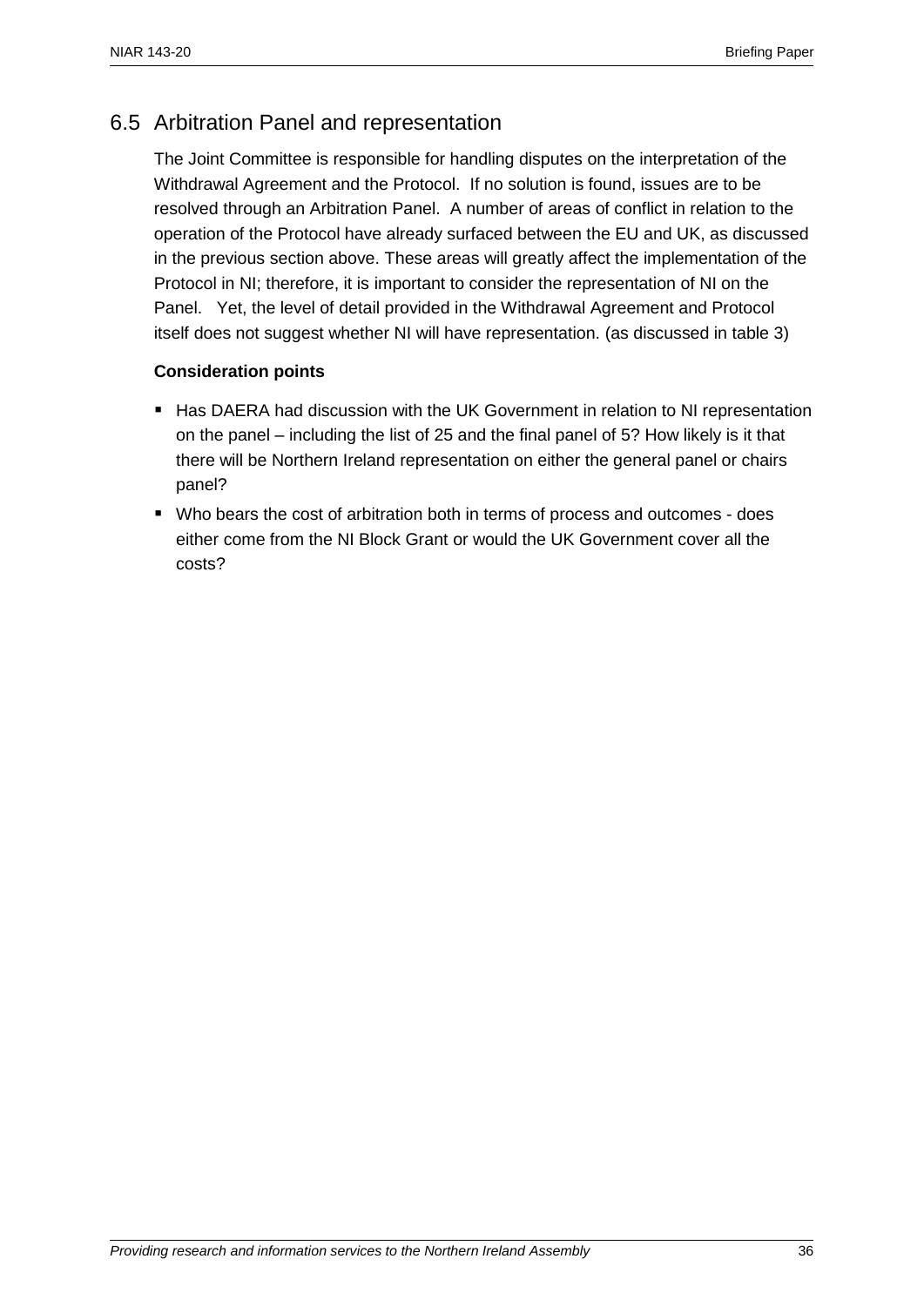## 6.5 Arbitration Panel and representation

The Joint Committee is responsible for handling disputes on the interpretation of the Withdrawal Agreement and the Protocol. If no solution is found, issues are to be resolved through an Arbitration Panel. A number of areas of conflict in relation to the operation of the Protocol have already surfaced between the EU and UK, as discussed in the previous section above. These areas will greatly affect the implementation of the Protocol in NI; therefore, it is important to consider the representation of NI on the Panel. Yet, the level of detail provided in the Withdrawal Agreement and Protocol itself does not suggest whether NI will have representation. (as discussed in table 3)

**Consideration points**

- Has DAERA had discussion with the UK Government in relation to NI representation on the panel – including the list of 25 and the final panel of 5? How likely is it that there will be Northern Ireland representation on either the general panel or chairs panel?
- Who bears the cost of arbitration both in terms of process and outcomes - does either come from the NI Block Grant or would the UK Government cover all the costs?